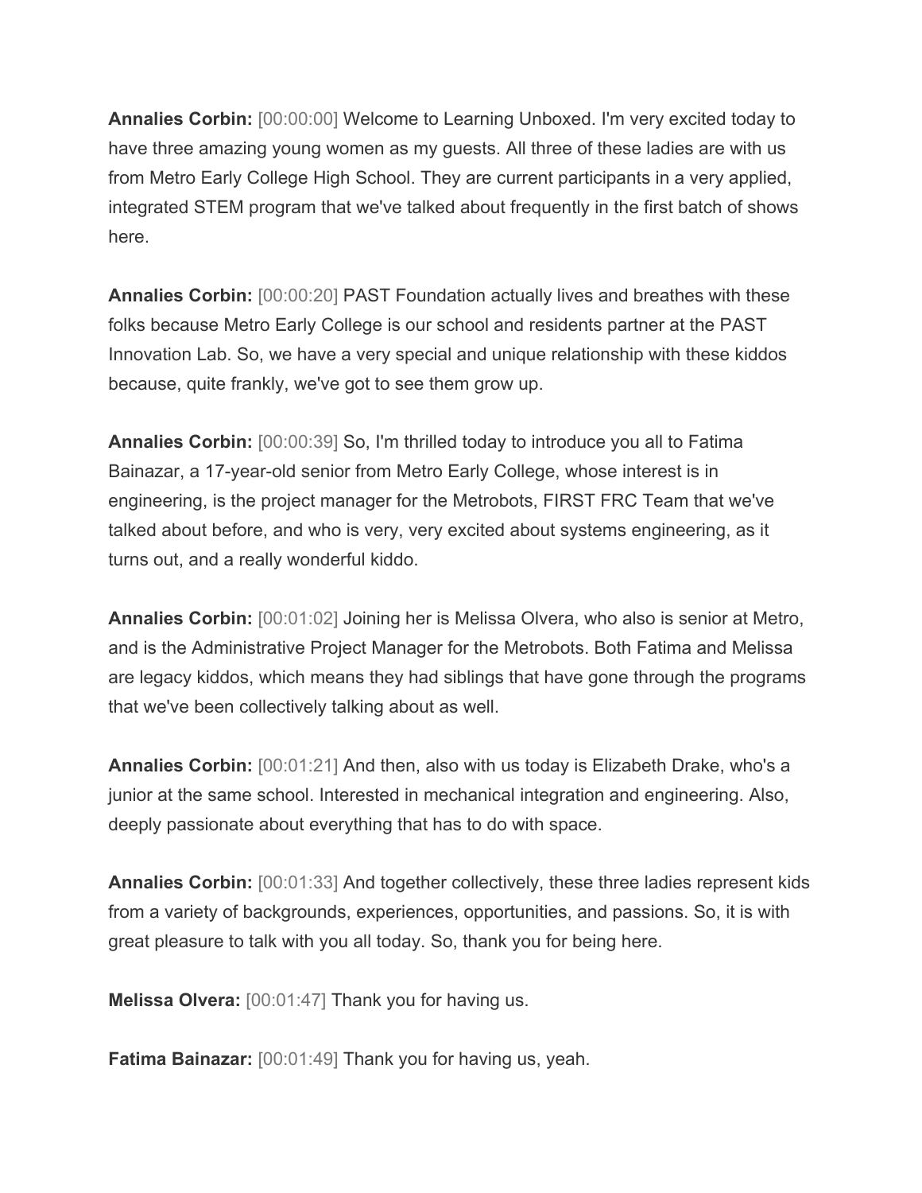**Annalies Corbin:** [00:00:00] Welcome to Learning Unboxed. I'm very excited today to have three amazing young women as my guests. All three of these ladies are with us from Metro Early College High School. They are current participants in a very applied, integrated STEM program that we've talked about frequently in the first batch of shows here.

**Annalies Corbin:** [00:00:20] PAST Foundation actually lives and breathes with these folks because Metro Early College is our school and residents partner at the PAST Innovation Lab. So, we have a very special and unique relationship with these kiddos because, quite frankly, we've got to see them grow up.

**Annalies Corbin:** [00:00:39] So, I'm thrilled today to introduce you all to Fatima Bainazar, a 17-year-old senior from Metro Early College, whose interest is in engineering, is the project manager for the Metrobots, FIRST FRC Team that we've talked about before, and who is very, very excited about systems engineering, as it turns out, and a really wonderful kiddo.

**Annalies Corbin:** [00:01:02] Joining her is Melissa Olvera, who also is senior at Metro, and is the Administrative Project Manager for the Metrobots. Both Fatima and Melissa are legacy kiddos, which means they had siblings that have gone through the programs that we've been collectively talking about as well.

**Annalies Corbin:** [00:01:21] And then, also with us today is Elizabeth Drake, who's a junior at the same school. Interested in mechanical integration and engineering. Also, deeply passionate about everything that has to do with space.

**Annalies Corbin:** [00:01:33] And together collectively, these three ladies represent kids from a variety of backgrounds, experiences, opportunities, and passions. So, it is with great pleasure to talk with you all today. So, thank you for being here.

**Melissa Olvera:** [00:01:47] Thank you for having us.

**Fatima Bainazar:** [00:01:49] Thank you for having us, yeah.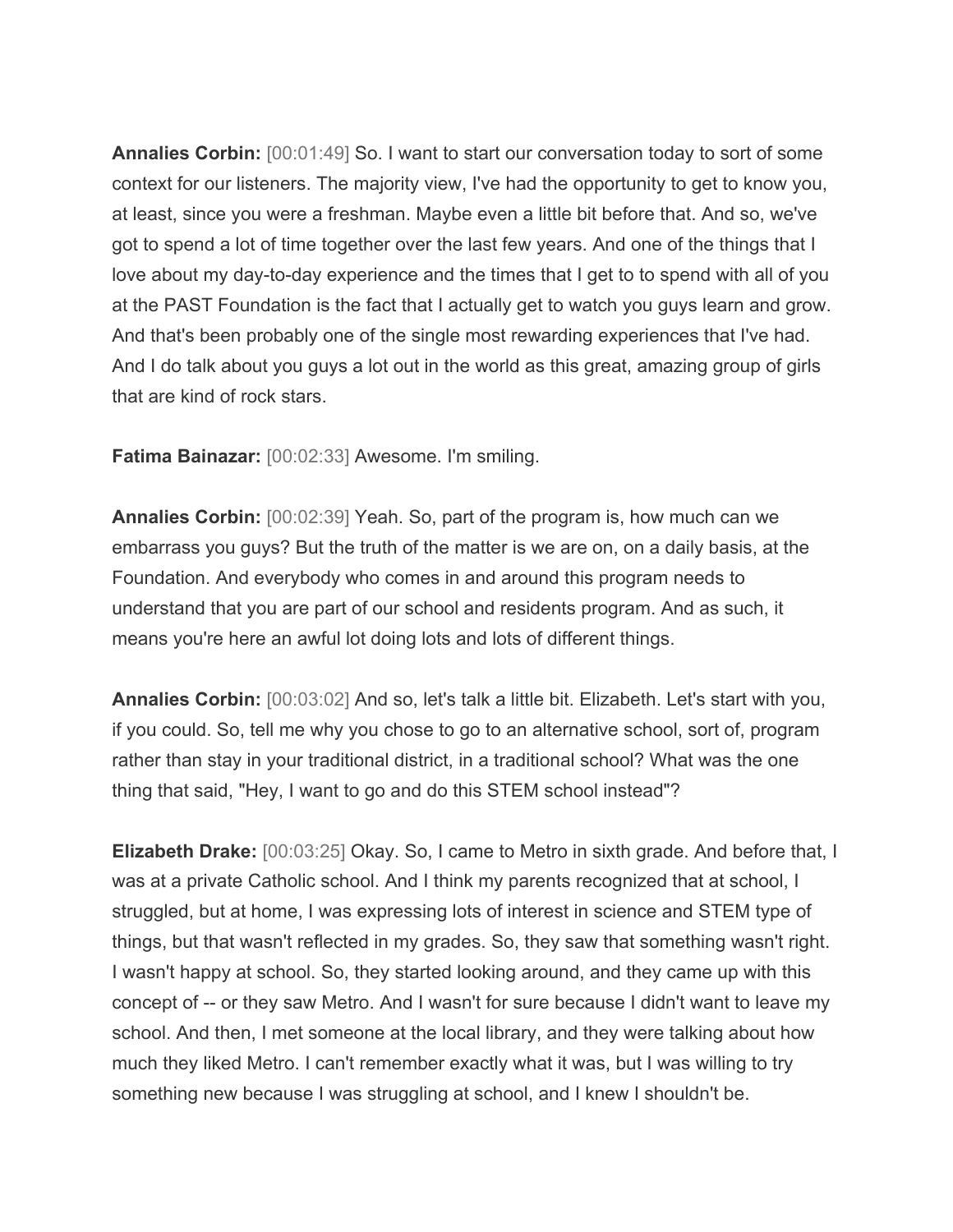**Annalies Corbin:** [00:01:49] So. I want to start our conversation today to sort of some context for our listeners. The majority view, I've had the opportunity to get to know you, at least, since you were a freshman. Maybe even a little bit before that. And so, we've got to spend a lot of time together over the last few years. And one of the things that I love about my day-to-day experience and the times that I get to to spend with all of you at the PAST Foundation is the fact that I actually get to watch you guys learn and grow. And that's been probably one of the single most rewarding experiences that I've had. And I do talk about you guys a lot out in the world as this great, amazing group of girls that are kind of rock stars.

**Fatima Bainazar:** [00:02:33] Awesome. I'm smiling.

**Annalies Corbin:** [00:02:39] Yeah. So, part of the program is, how much can we embarrass you guys? But the truth of the matter is we are on, on a daily basis, at the Foundation. And everybody who comes in and around this program needs to understand that you are part of our school and residents program. And as such, it means you're here an awful lot doing lots and lots of different things.

**Annalies Corbin:** [00:03:02] And so, let's talk a little bit. Elizabeth. Let's start with you, if you could. So, tell me why you chose to go to an alternative school, sort of, program rather than stay in your traditional district, in a traditional school? What was the one thing that said, "Hey, I want to go and do this STEM school instead"?

**Elizabeth Drake:** [00:03:25] Okay. So, I came to Metro in sixth grade. And before that, I was at a private Catholic school. And I think my parents recognized that at school, I struggled, but at home, I was expressing lots of interest in science and STEM type of things, but that wasn't reflected in my grades. So, they saw that something wasn't right. I wasn't happy at school. So, they started looking around, and they came up with this concept of -- or they saw Metro. And I wasn't for sure because I didn't want to leave my school. And then, I met someone at the local library, and they were talking about how much they liked Metro. I can't remember exactly what it was, but I was willing to try something new because I was struggling at school, and I knew I shouldn't be.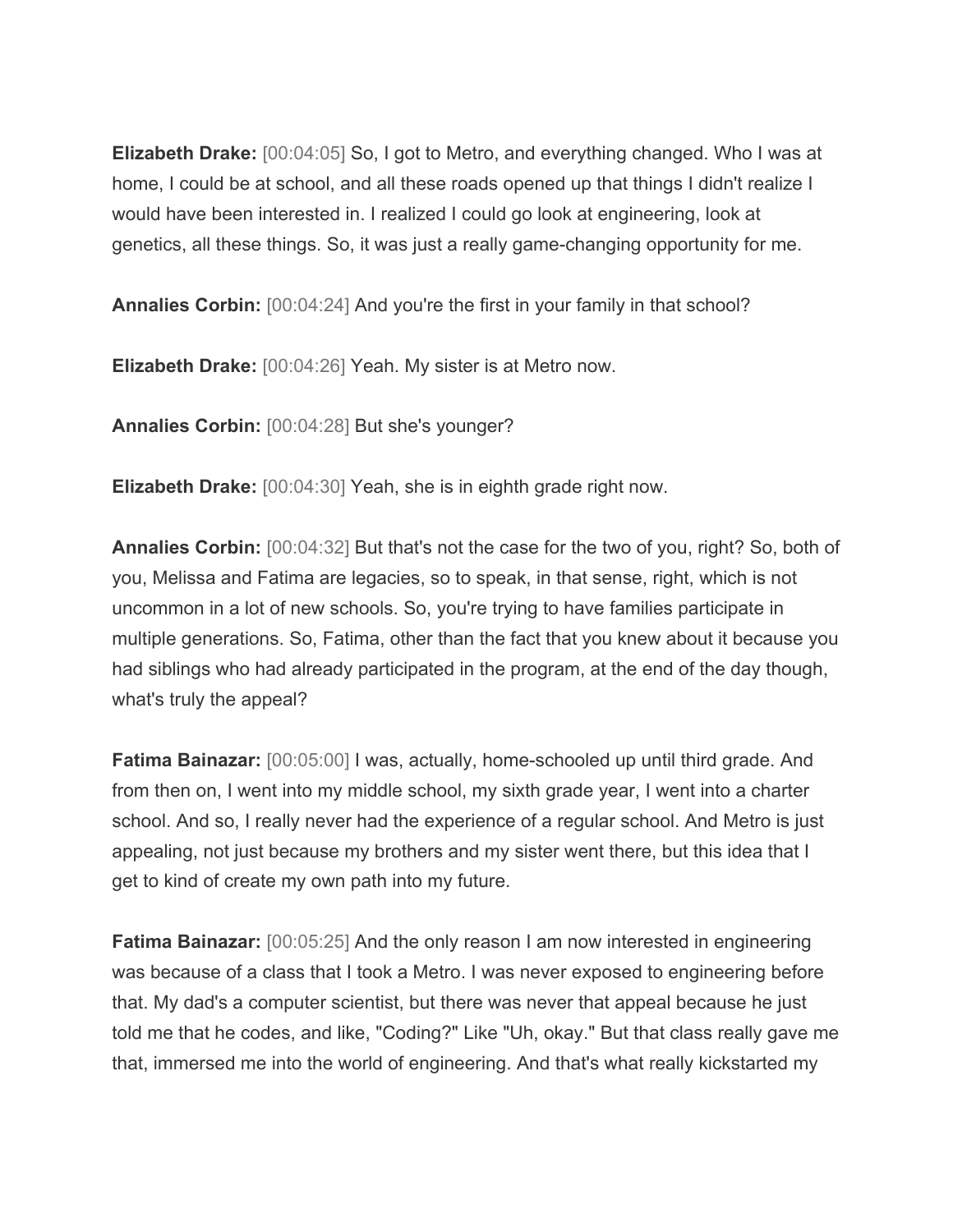**Elizabeth Drake:** [00:04:05] So, I got to Metro, and everything changed. Who I was at home, I could be at school, and all these roads opened up that things I didn't realize I would have been interested in. I realized I could go look at engineering, look at genetics, all these things. So, it was just a really game-changing opportunity for me.

**Annalies Corbin:** [00:04:24] And you're the first in your family in that school?

**Elizabeth Drake:** [00:04:26] Yeah. My sister is at Metro now.

**Annalies Corbin:** [00:04:28] But she's younger?

**Elizabeth Drake:** [00:04:30] Yeah, she is in eighth grade right now.

**Annalies Corbin:** [00:04:32] But that's not the case for the two of you, right? So, both of you, Melissa and Fatima are legacies, so to speak, in that sense, right, which is not uncommon in a lot of new schools. So, you're trying to have families participate in multiple generations. So, Fatima, other than the fact that you knew about it because you had siblings who had already participated in the program, at the end of the day though, what's truly the appeal?

**Fatima Bainazar:** [00:05:00] I was, actually, home-schooled up until third grade. And from then on, I went into my middle school, my sixth grade year, I went into a charter school. And so, I really never had the experience of a regular school. And Metro is just appealing, not just because my brothers and my sister went there, but this idea that I get to kind of create my own path into my future.

**Fatima Bainazar:** [00:05:25] And the only reason I am now interested in engineering was because of a class that I took a Metro. I was never exposed to engineering before that. My dad's a computer scientist, but there was never that appeal because he just told me that he codes, and like, "Coding?" Like "Uh, okay." But that class really gave me that, immersed me into the world of engineering. And that's what really kickstarted my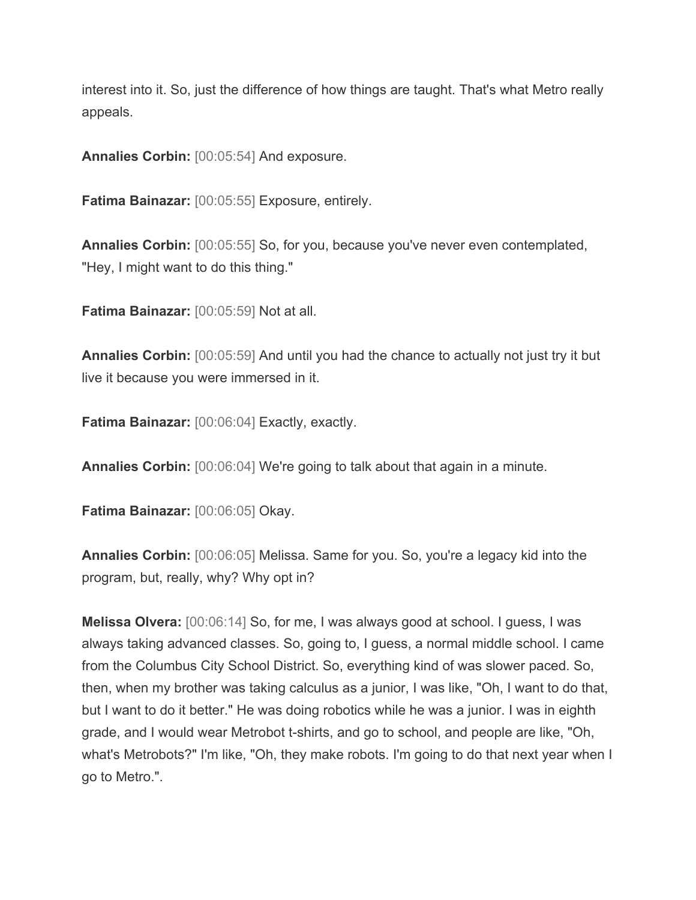interest into it. So, just the difference of how things are taught. That's what Metro really appeals.

**Annalies Corbin:** [00:05:54] And exposure.

**Fatima Bainazar:** [00:05:55] Exposure, entirely.

**Annalies Corbin:** [00:05:55] So, for you, because you've never even contemplated, "Hey, I might want to do this thing."

**Fatima Bainazar:** [00:05:59] Not at all.

**Annalies Corbin:** [00:05:59] And until you had the chance to actually not just try it but live it because you were immersed in it.

**Fatima Bainazar:** [00:06:04] Exactly, exactly.

**Annalies Corbin:** [00:06:04] We're going to talk about that again in a minute.

**Fatima Bainazar:** [00:06:05] Okay.

**Annalies Corbin:** [00:06:05] Melissa. Same for you. So, you're a legacy kid into the program, but, really, why? Why opt in?

**Melissa Olvera:** [00:06:14] So, for me, I was always good at school. I guess, I was always taking advanced classes. So, going to, I guess, a normal middle school. I came from the Columbus City School District. So, everything kind of was slower paced. So, then, when my brother was taking calculus as a junior, I was like, "Oh, I want to do that, but I want to do it better." He was doing robotics while he was a junior. I was in eighth grade, and I would wear Metrobot t-shirts, and go to school, and people are like, "Oh, what's Metrobots?" I'm like, "Oh, they make robots. I'm going to do that next year when I go to Metro.".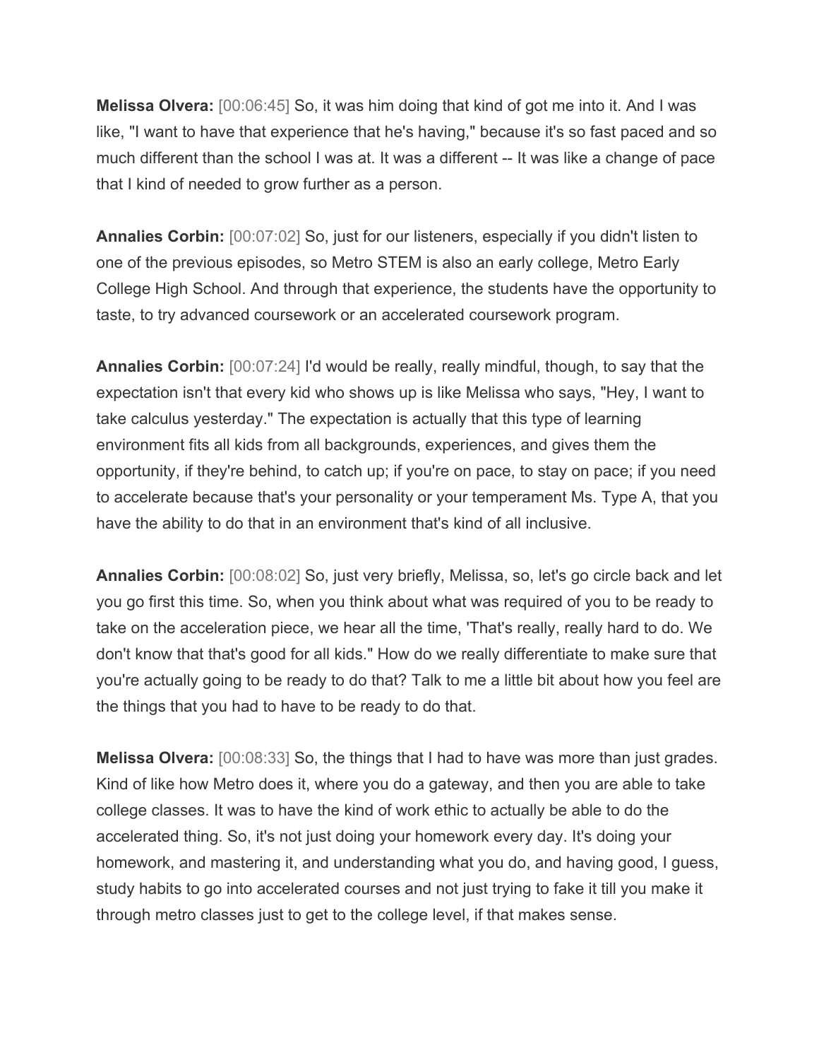**Melissa Olvera:** [00:06:45] So, it was him doing that kind of got me into it. And I was like, "I want to have that experience that he's having," because it's so fast paced and so much different than the school I was at. It was a different -- It was like a change of pace that I kind of needed to grow further as a person.

**Annalies Corbin:** [00:07:02] So, just for our listeners, especially if you didn't listen to one of the previous episodes, so Metro STEM is also an early college, Metro Early College High School. And through that experience, the students have the opportunity to taste, to try advanced coursework or an accelerated coursework program.

**Annalies Corbin:** [00:07:24] I'd would be really, really mindful, though, to say that the expectation isn't that every kid who shows up is like Melissa who says, "Hey, I want to take calculus yesterday." The expectation is actually that this type of learning environment fits all kids from all backgrounds, experiences, and gives them the opportunity, if they're behind, to catch up; if you're on pace, to stay on pace; if you need to accelerate because that's your personality or your temperament Ms. Type A, that you have the ability to do that in an environment that's kind of all inclusive.

**Annalies Corbin:** [00:08:02] So, just very briefly, Melissa, so, let's go circle back and let you go first this time. So, when you think about what was required of you to be ready to take on the acceleration piece, we hear all the time, 'That's really, really hard to do. We don't know that that's good for all kids." How do we really differentiate to make sure that you're actually going to be ready to do that? Talk to me a little bit about how you feel are the things that you had to have to be ready to do that.

**Melissa Olvera:** [00:08:33] So, the things that I had to have was more than just grades. Kind of like how Metro does it, where you do a gateway, and then you are able to take college classes. It was to have the kind of work ethic to actually be able to do the accelerated thing. So, it's not just doing your homework every day. It's doing your homework, and mastering it, and understanding what you do, and having good, I guess, study habits to go into accelerated courses and not just trying to fake it till you make it through metro classes just to get to the college level, if that makes sense.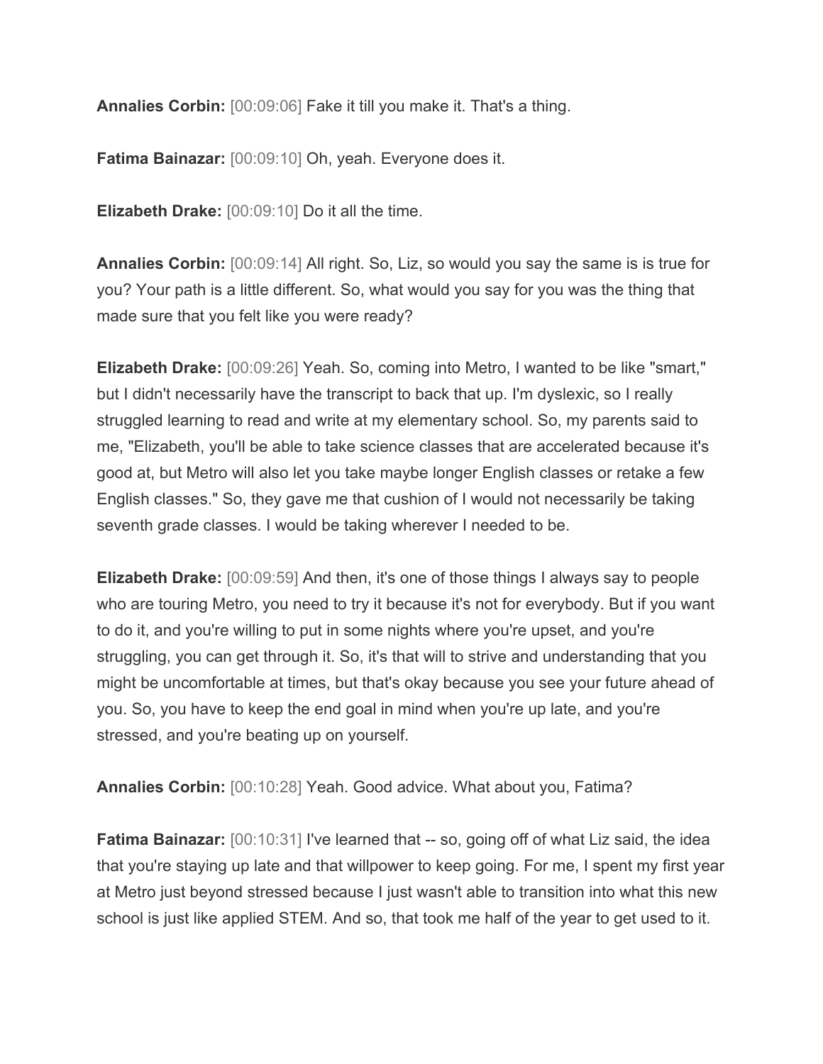**Annalies Corbin:** [00:09:06] Fake it till you make it. That's a thing.

**Fatima Bainazar:** [00:09:10] Oh, yeah. Everyone does it.

**Elizabeth Drake:** [00:09:10] Do it all the time.

**Annalies Corbin:** [00:09:14] All right. So, Liz, so would you say the same is is true for you? Your path is a little different. So, what would you say for you was the thing that made sure that you felt like you were ready?

**Elizabeth Drake:** [00:09:26] Yeah. So, coming into Metro, I wanted to be like "smart," but I didn't necessarily have the transcript to back that up. I'm dyslexic, so I really struggled learning to read and write at my elementary school. So, my parents said to me, "Elizabeth, you'll be able to take science classes that are accelerated because it's good at, but Metro will also let you take maybe longer English classes or retake a few English classes." So, they gave me that cushion of I would not necessarily be taking seventh grade classes. I would be taking wherever I needed to be.

**Elizabeth Drake:** [00:09:59] And then, it's one of those things I always say to people who are touring Metro, you need to try it because it's not for everybody. But if you want to do it, and you're willing to put in some nights where you're upset, and you're struggling, you can get through it. So, it's that will to strive and understanding that you might be uncomfortable at times, but that's okay because you see your future ahead of you. So, you have to keep the end goal in mind when you're up late, and you're stressed, and you're beating up on yourself.

**Annalies Corbin:** [00:10:28] Yeah. Good advice. What about you, Fatima?

**Fatima Bainazar:** [00:10:31] I've learned that -- so, going off of what Liz said, the idea that you're staying up late and that willpower to keep going. For me, I spent my first year at Metro just beyond stressed because I just wasn't able to transition into what this new school is just like applied STEM. And so, that took me half of the year to get used to it.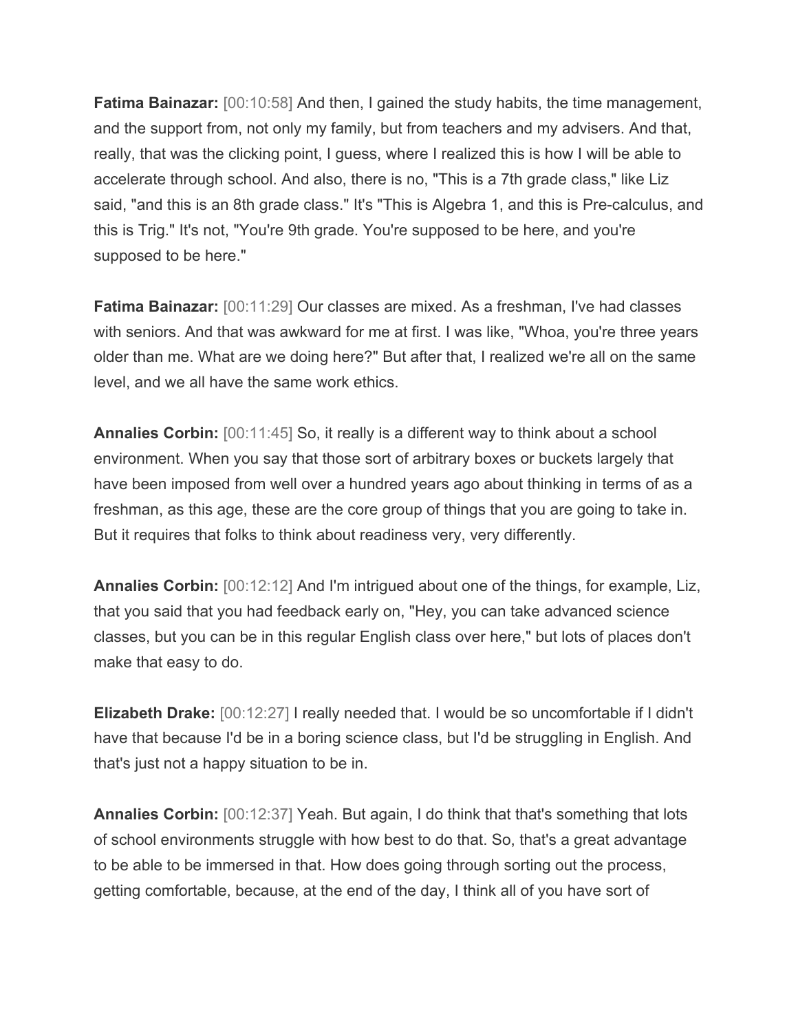**Fatima Bainazar:** [00:10:58] And then, I gained the study habits, the time management, and the support from, not only my family, but from teachers and my advisers. And that, really, that was the clicking point, I guess, where I realized this is how I will be able to accelerate through school. And also, there is no, "This is a 7th grade class," like Liz said, "and this is an 8th grade class." It's "This is Algebra 1, and this is Pre-calculus, and this is Trig." It's not, "You're 9th grade. You're supposed to be here, and you're supposed to be here."

**Fatima Bainazar:** [00:11:29] Our classes are mixed. As a freshman, I've had classes with seniors. And that was awkward for me at first. I was like, "Whoa, you're three years older than me. What are we doing here?" But after that, I realized we're all on the same level, and we all have the same work ethics.

**Annalies Corbin:** [00:11:45] So, it really is a different way to think about a school environment. When you say that those sort of arbitrary boxes or buckets largely that have been imposed from well over a hundred years ago about thinking in terms of as a freshman, as this age, these are the core group of things that you are going to take in. But it requires that folks to think about readiness very, very differently.

**Annalies Corbin:** [00:12:12] And I'm intrigued about one of the things, for example, Liz, that you said that you had feedback early on, "Hey, you can take advanced science classes, but you can be in this regular English class over here," but lots of places don't make that easy to do.

**Elizabeth Drake:** [00:12:27] I really needed that. I would be so uncomfortable if I didn't have that because I'd be in a boring science class, but I'd be struggling in English. And that's just not a happy situation to be in.

**Annalies Corbin:** [00:12:37] Yeah. But again, I do think that that's something that lots of school environments struggle with how best to do that. So, that's a great advantage to be able to be immersed in that. How does going through sorting out the process, getting comfortable, because, at the end of the day, I think all of you have sort of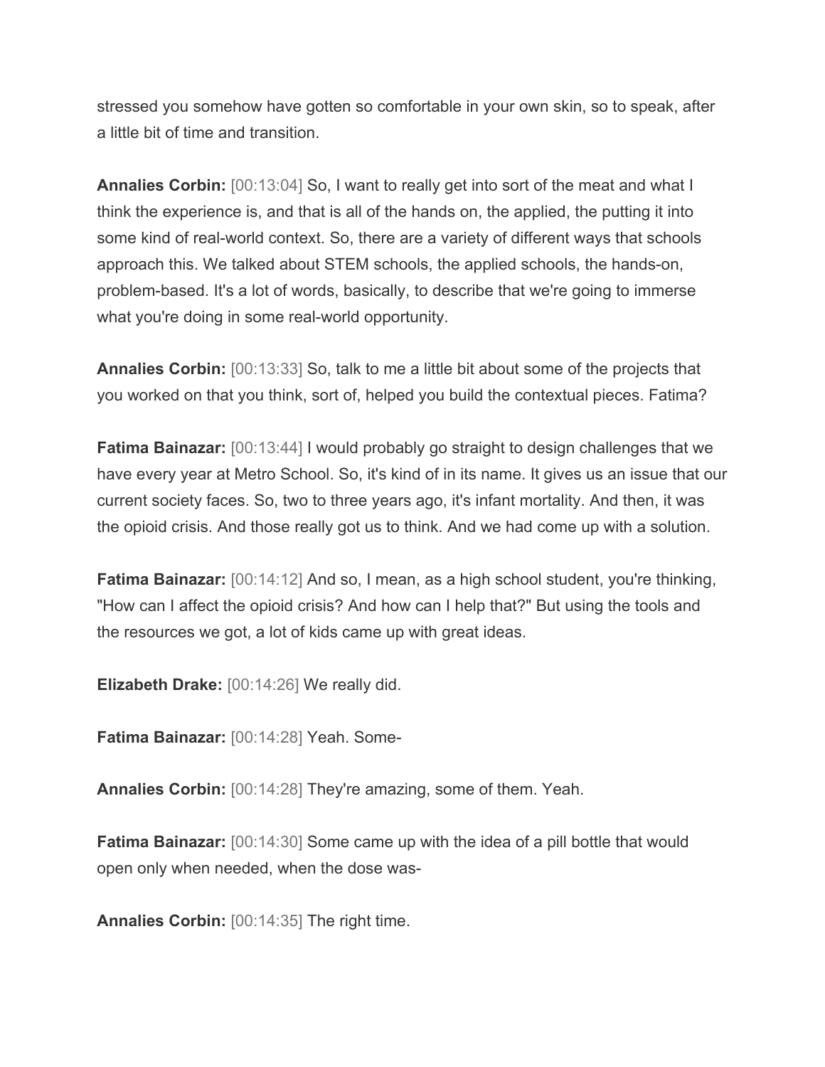stressed you somehow have gotten so comfortable in your own skin, so to speak, after a little bit of time and transition.

**Annalies Corbin:** [00:13:04] So, I want to really get into sort of the meat and what I think the experience is, and that is all of the hands on, the applied, the putting it into some kind of real-world context. So, there are a variety of different ways that schools approach this. We talked about STEM schools, the applied schools, the hands-on, problem-based. It's a lot of words, basically, to describe that we're going to immerse what you're doing in some real-world opportunity.

**Annalies Corbin:** [00:13:33] So, talk to me a little bit about some of the projects that you worked on that you think, sort of, helped you build the contextual pieces. Fatima?

**Fatima Bainazar:** [00:13:44] I would probably go straight to design challenges that we have every year at Metro School. So, it's kind of in its name. It gives us an issue that our current society faces. So, two to three years ago, it's infant mortality. And then, it was the opioid crisis. And those really got us to think. And we had come up with a solution.

**Fatima Bainazar:** [00:14:12] And so, I mean, as a high school student, you're thinking, "How can I affect the opioid crisis? And how can I help that?" But using the tools and the resources we got, a lot of kids came up with great ideas.

**Elizabeth Drake:** [00:14:26] We really did.

**Fatima Bainazar:** [00:14:28] Yeah. Some-

**Annalies Corbin:** [00:14:28] They're amazing, some of them. Yeah.

**Fatima Bainazar:** [00:14:30] Some came up with the idea of a pill bottle that would open only when needed, when the dose was-

**Annalies Corbin:** [00:14:35] The right time.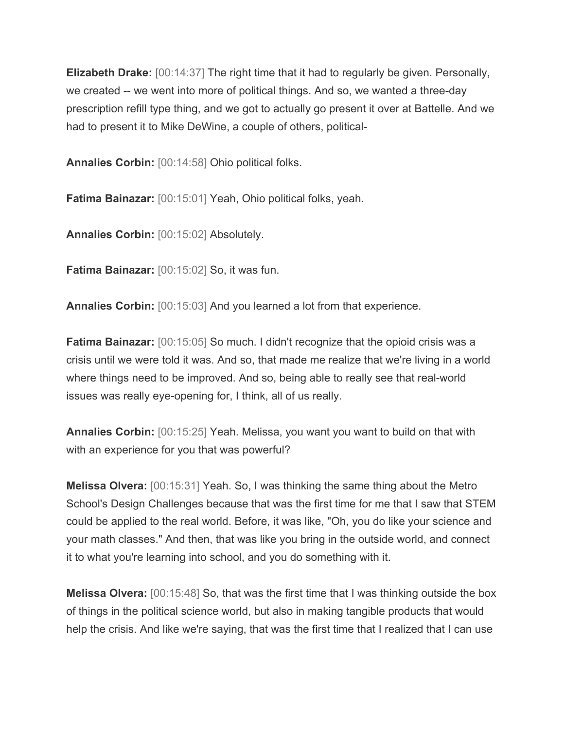**Elizabeth Drake:** [00:14:37] The right time that it had to regularly be given. Personally, we created -- we went into more of political things. And so, we wanted a three-day prescription refill type thing, and we got to actually go present it over at Battelle. And we had to present it to Mike DeWine, a couple of others, political-

**Annalies Corbin:** [00:14:58] Ohio political folks.

**Fatima Bainazar:** [00:15:01] Yeah, Ohio political folks, yeah.

**Annalies Corbin:** [00:15:02] Absolutely.

**Fatima Bainazar:** [00:15:02] So, it was fun.

**Annalies Corbin:** [00:15:03] And you learned a lot from that experience.

**Fatima Bainazar:** [00:15:05] So much. I didn't recognize that the opioid crisis was a crisis until we were told it was. And so, that made me realize that we're living in a world where things need to be improved. And so, being able to really see that real-world issues was really eye-opening for, I think, all of us really.

**Annalies Corbin:** [00:15:25] Yeah. Melissa, you want you want to build on that with with an experience for you that was powerful?

**Melissa Olvera:** [00:15:31] Yeah. So, I was thinking the same thing about the Metro School's Design Challenges because that was the first time for me that I saw that STEM could be applied to the real world. Before, it was like, "Oh, you do like your science and your math classes." And then, that was like you bring in the outside world, and connect it to what you're learning into school, and you do something with it.

**Melissa Olvera:** [00:15:48] So, that was the first time that I was thinking outside the box of things in the political science world, but also in making tangible products that would help the crisis. And like we're saying, that was the first time that I realized that I can use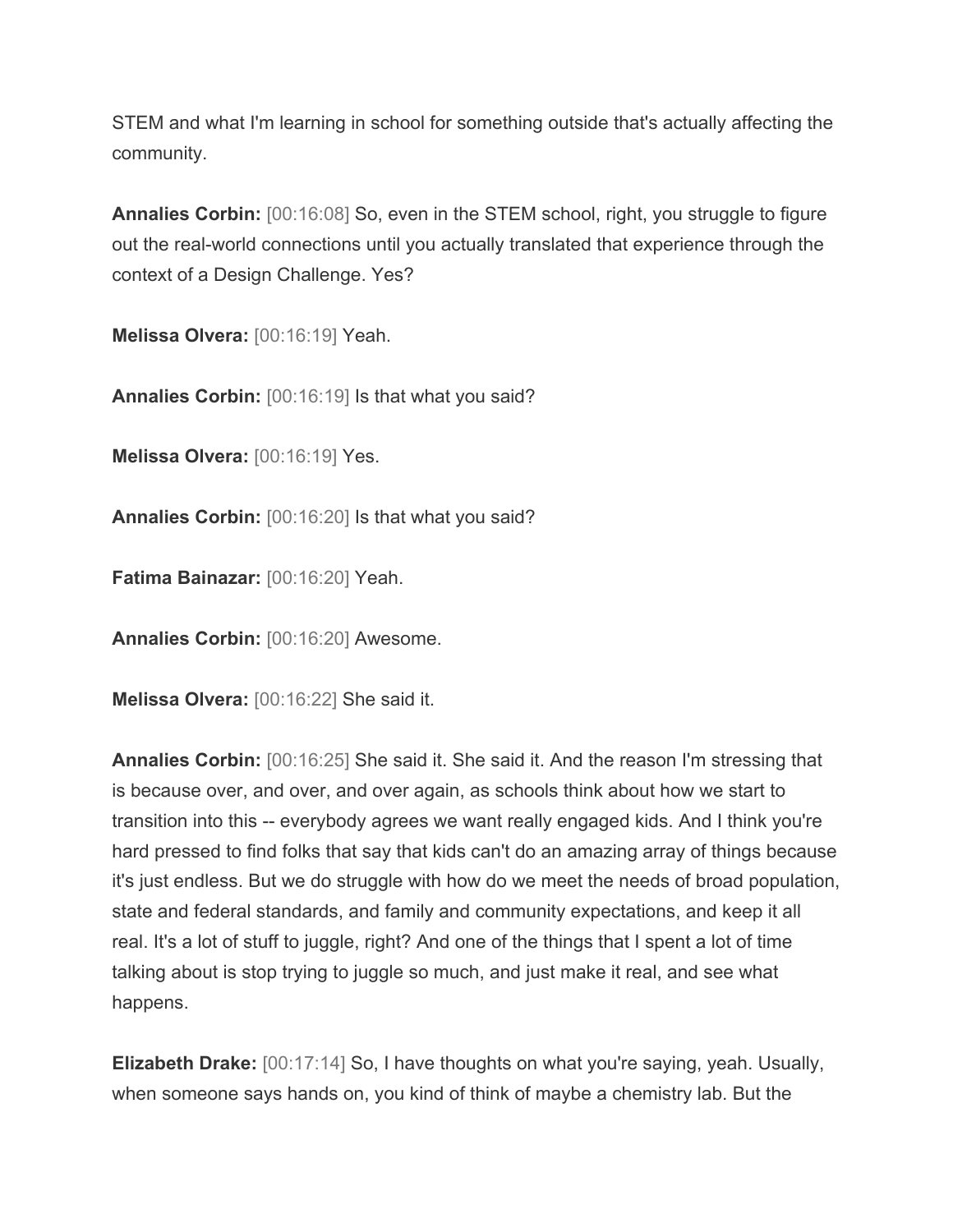STEM and what I'm learning in school for something outside that's actually affecting the community.

**Annalies Corbin:** [00:16:08] So, even in the STEM school, right, you struggle to figure out the real-world connections until you actually translated that experience through the context of a Design Challenge. Yes?

**Melissa Olvera:** [00:16:19] Yeah.

**Annalies Corbin:** [00:16:19] Is that what you said?

**Melissa Olvera:** [00:16:19] Yes.

**Annalies Corbin:** [00:16:20] Is that what you said?

**Fatima Bainazar:** [00:16:20] Yeah.

**Annalies Corbin:** [00:16:20] Awesome.

**Melissa Olvera:** [00:16:22] She said it.

**Annalies Corbin:** [00:16:25] She said it. She said it. And the reason I'm stressing that is because over, and over, and over again, as schools think about how we start to transition into this -- everybody agrees we want really engaged kids. And I think you're hard pressed to find folks that say that kids can't do an amazing array of things because it's just endless. But we do struggle with how do we meet the needs of broad population, state and federal standards, and family and community expectations, and keep it all real. It's a lot of stuff to juggle, right? And one of the things that I spent a lot of time talking about is stop trying to juggle so much, and just make it real, and see what happens.

**Elizabeth Drake:** [00:17:14] So, I have thoughts on what you're saying, yeah. Usually, when someone says hands on, you kind of think of maybe a chemistry lab. But the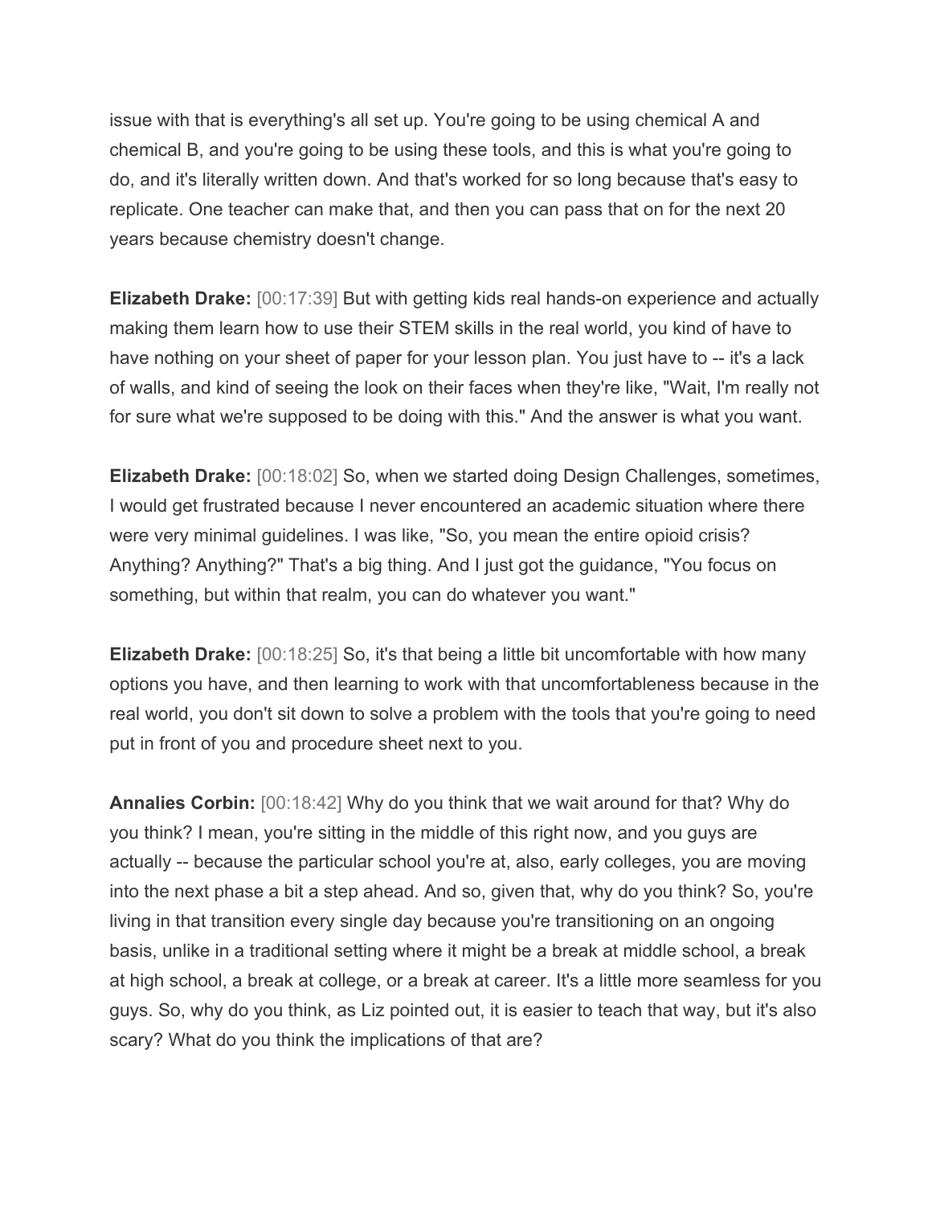issue with that is everything's all set up. You're going to be using chemical A and chemical B, and you're going to be using these tools, and this is what you're going to do, and it's literally written down. And that's worked for so long because that's easy to replicate. One teacher can make that, and then you can pass that on for the next 20 years because chemistry doesn't change.

**Elizabeth Drake:** [00:17:39] But with getting kids real hands-on experience and actually making them learn how to use their STEM skills in the real world, you kind of have to have nothing on your sheet of paper for your lesson plan. You just have to -- it's a lack of walls, and kind of seeing the look on their faces when they're like, "Wait, I'm really not for sure what we're supposed to be doing with this." And the answer is what you want.

**Elizabeth Drake:** [00:18:02] So, when we started doing Design Challenges, sometimes, I would get frustrated because I never encountered an academic situation where there were very minimal guidelines. I was like, "So, you mean the entire opioid crisis? Anything? Anything?" That's a big thing. And I just got the guidance, "You focus on something, but within that realm, you can do whatever you want."

**Elizabeth Drake:** [00:18:25] So, it's that being a little bit uncomfortable with how many options you have, and then learning to work with that uncomfortableness because in the real world, you don't sit down to solve a problem with the tools that you're going to need put in front of you and procedure sheet next to you.

**Annalies Corbin:** [00:18:42] Why do you think that we wait around for that? Why do you think? I mean, you're sitting in the middle of this right now, and you guys are actually -- because the particular school you're at, also, early colleges, you are moving into the next phase a bit a step ahead. And so, given that, why do you think? So, you're living in that transition every single day because you're transitioning on an ongoing basis, unlike in a traditional setting where it might be a break at middle school, a break at high school, a break at college, or a break at career. It's a little more seamless for you guys. So, why do you think, as Liz pointed out, it is easier to teach that way, but it's also scary? What do you think the implications of that are?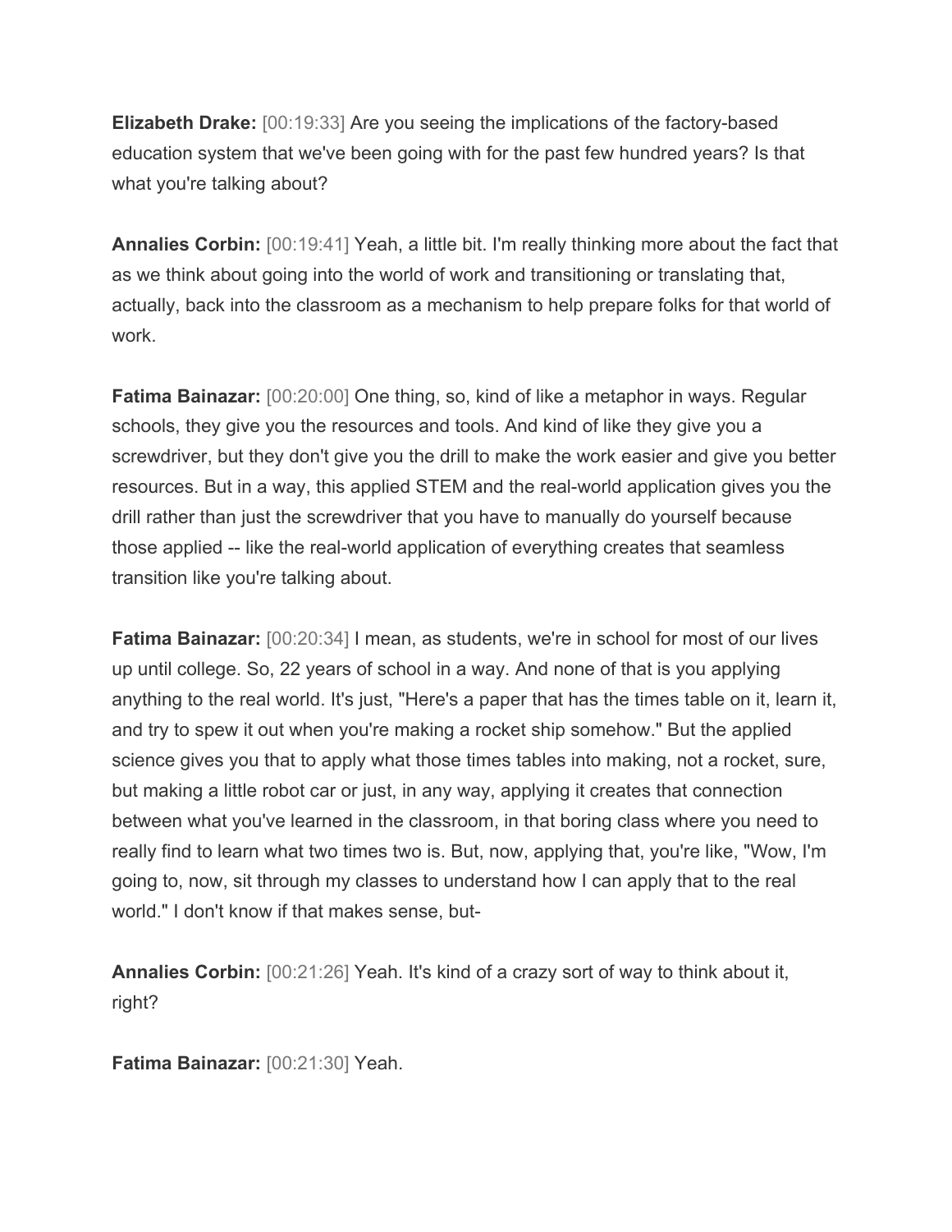**Elizabeth Drake:** [00:19:33] Are you seeing the implications of the factory-based education system that we've been going with for the past few hundred years? Is that what you're talking about?

**Annalies Corbin:** [00:19:41] Yeah, a little bit. I'm really thinking more about the fact that as we think about going into the world of work and transitioning or translating that, actually, back into the classroom as a mechanism to help prepare folks for that world of work.

**Fatima Bainazar:** [00:20:00] One thing, so, kind of like a metaphor in ways. Regular schools, they give you the resources and tools. And kind of like they give you a screwdriver, but they don't give you the drill to make the work easier and give you better resources. But in a way, this applied STEM and the real-world application gives you the drill rather than just the screwdriver that you have to manually do yourself because those applied -- like the real-world application of everything creates that seamless transition like you're talking about.

**Fatima Bainazar:** [00:20:34] I mean, as students, we're in school for most of our lives up until college. So, 22 years of school in a way. And none of that is you applying anything to the real world. It's just, "Here's a paper that has the times table on it, learn it, and try to spew it out when you're making a rocket ship somehow." But the applied science gives you that to apply what those times tables into making, not a rocket, sure, but making a little robot car or just, in any way, applying it creates that connection between what you've learned in the classroom, in that boring class where you need to really find to learn what two times two is. But, now, applying that, you're like, "Wow, I'm going to, now, sit through my classes to understand how I can apply that to the real world." I don't know if that makes sense, but-

**Annalies Corbin:** [00:21:26] Yeah. It's kind of a crazy sort of way to think about it, right?

**Fatima Bainazar:** [00:21:30] Yeah.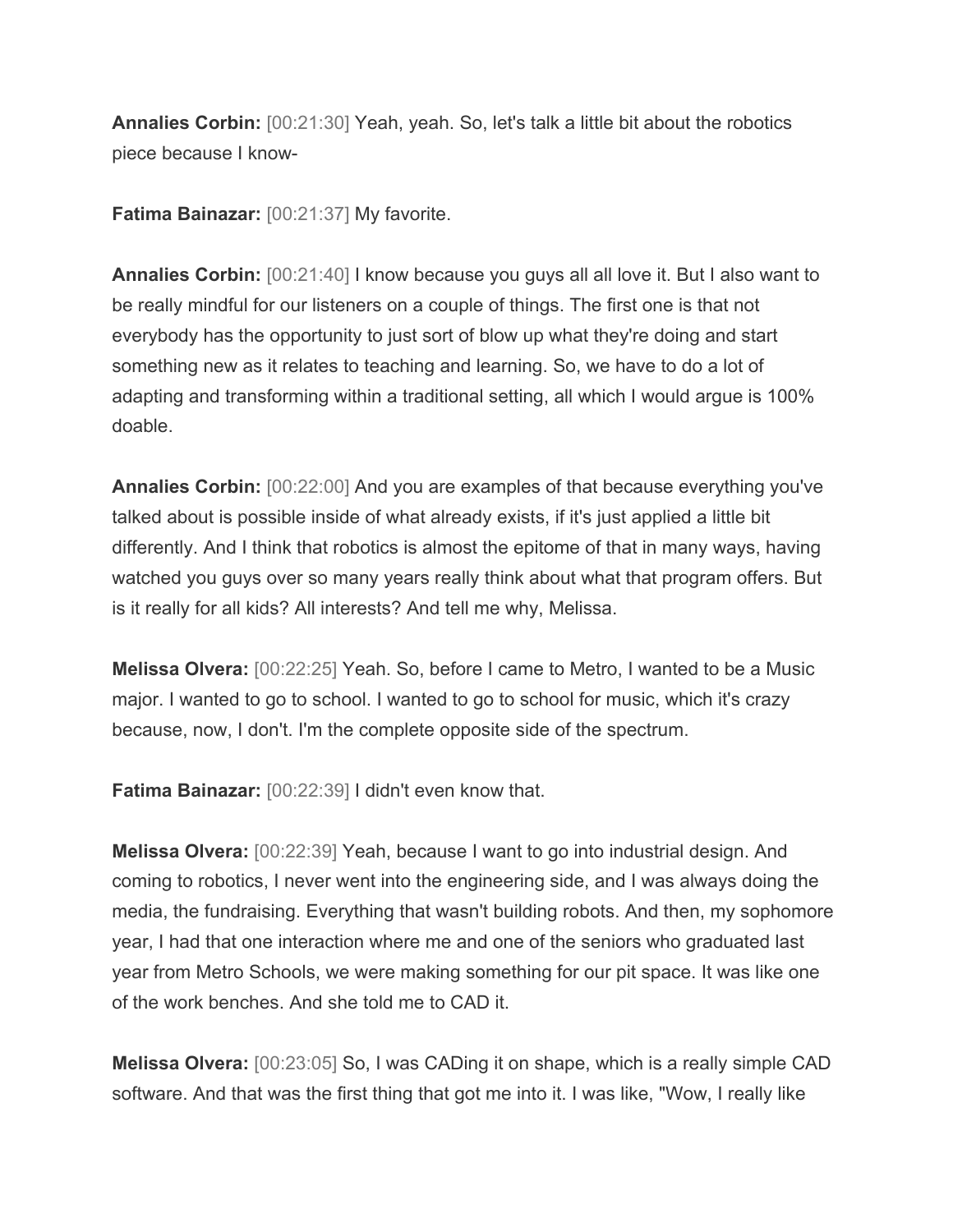**Annalies Corbin:** [00:21:30] Yeah, yeah. So, let's talk a little bit about the robotics piece because I know-

**Fatima Bainazar:** [00:21:37] My favorite.

**Annalies Corbin:** [00:21:40] I know because you guys all all love it. But I also want to be really mindful for our listeners on a couple of things. The first one is that not everybody has the opportunity to just sort of blow up what they're doing and start something new as it relates to teaching and learning. So, we have to do a lot of adapting and transforming within a traditional setting, all which I would argue is 100% doable.

**Annalies Corbin:** [00:22:00] And you are examples of that because everything you've talked about is possible inside of what already exists, if it's just applied a little bit differently. And I think that robotics is almost the epitome of that in many ways, having watched you guys over so many years really think about what that program offers. But is it really for all kids? All interests? And tell me why, Melissa.

**Melissa Olvera:** [00:22:25] Yeah. So, before I came to Metro, I wanted to be a Music major. I wanted to go to school. I wanted to go to school for music, which it's crazy because, now, I don't. I'm the complete opposite side of the spectrum.

**Fatima Bainazar:** [00:22:39] I didn't even know that.

**Melissa Olvera:** [00:22:39] Yeah, because I want to go into industrial design. And coming to robotics, I never went into the engineering side, and I was always doing the media, the fundraising. Everything that wasn't building robots. And then, my sophomore year, I had that one interaction where me and one of the seniors who graduated last year from Metro Schools, we were making something for our pit space. It was like one of the work benches. And she told me to CAD it.

**Melissa Olvera:** [00:23:05] So, I was CADing it on shape, which is a really simple CAD software. And that was the first thing that got me into it. I was like, "Wow, I really like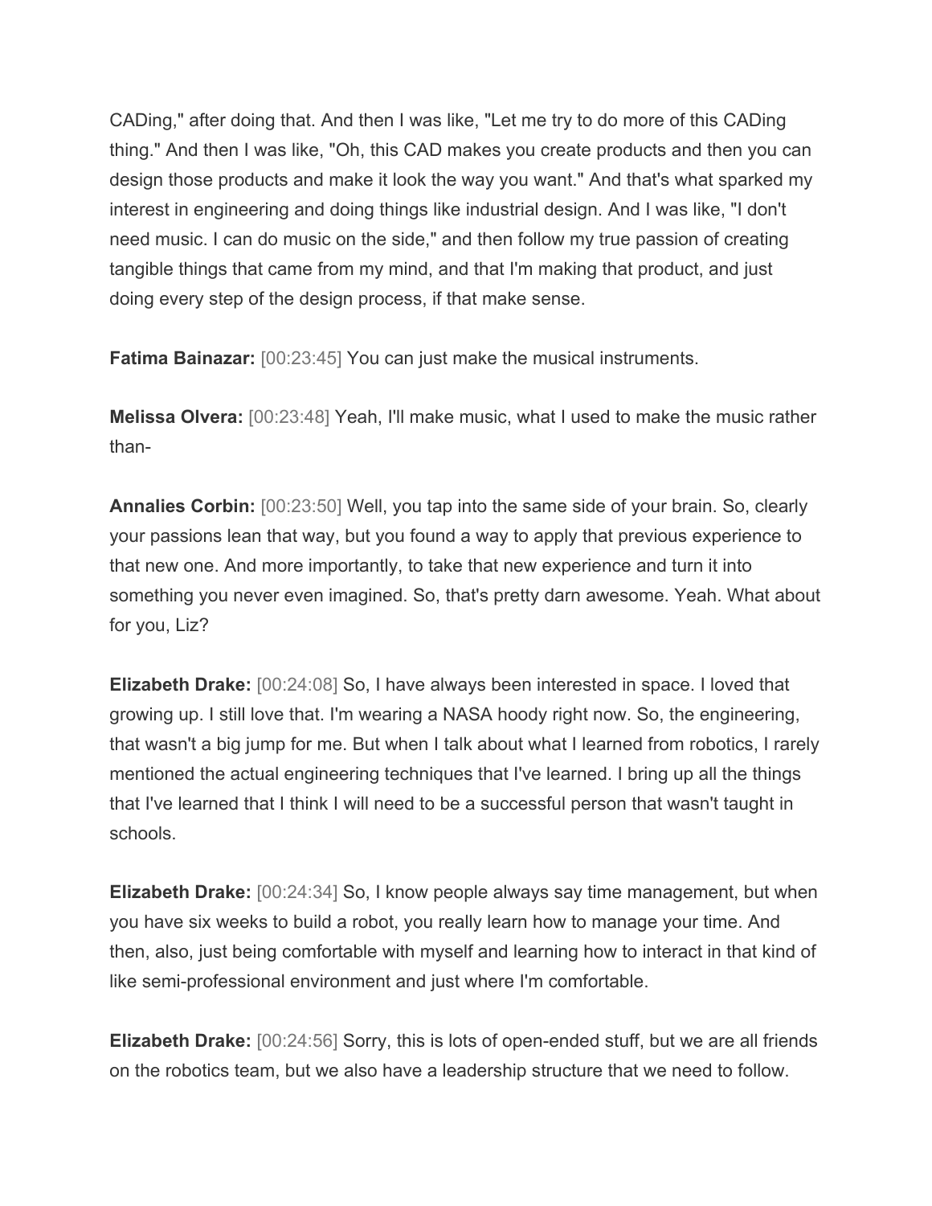CADing," after doing that. And then I was like, "Let me try to do more of this CADing thing." And then I was like, "Oh, this CAD makes you create products and then you can design those products and make it look the way you want." And that's what sparked my interest in engineering and doing things like industrial design. And I was like, "I don't need music. I can do music on the side," and then follow my true passion of creating tangible things that came from my mind, and that I'm making that product, and just doing every step of the design process, if that make sense.

**Fatima Bainazar:** [00:23:45] You can just make the musical instruments.

**Melissa Olvera:** [00:23:48] Yeah, I'll make music, what I used to make the music rather than-

**Annalies Corbin:** [00:23:50] Well, you tap into the same side of your brain. So, clearly your passions lean that way, but you found a way to apply that previous experience to that new one. And more importantly, to take that new experience and turn it into something you never even imagined. So, that's pretty darn awesome. Yeah. What about for you, Liz?

**Elizabeth Drake:** [00:24:08] So, I have always been interested in space. I loved that growing up. I still love that. I'm wearing a NASA hoody right now. So, the engineering, that wasn't a big jump for me. But when I talk about what I learned from robotics, I rarely mentioned the actual engineering techniques that I've learned. I bring up all the things that I've learned that I think I will need to be a successful person that wasn't taught in schools.

**Elizabeth Drake:** [00:24:34] So, I know people always say time management, but when you have six weeks to build a robot, you really learn how to manage your time. And then, also, just being comfortable with myself and learning how to interact in that kind of like semi-professional environment and just where I'm comfortable.

**Elizabeth Drake:** [00:24:56] Sorry, this is lots of open-ended stuff, but we are all friends on the robotics team, but we also have a leadership structure that we need to follow.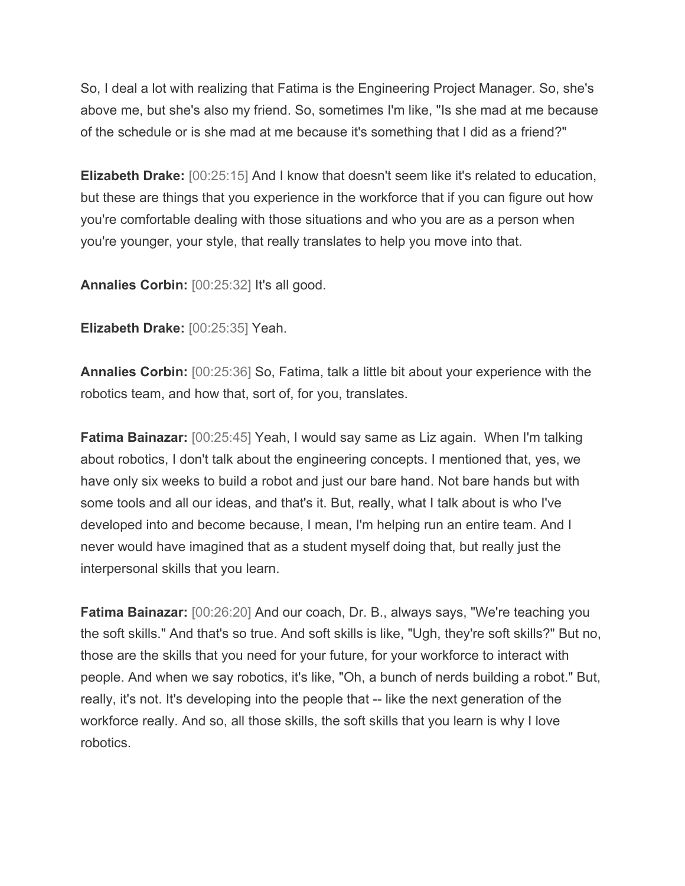So, I deal a lot with realizing that Fatima is the Engineering Project Manager. So, she's above me, but she's also my friend. So, sometimes I'm like, "Is she mad at me because of the schedule or is she mad at me because it's something that I did as a friend?"

**Elizabeth Drake:** [00:25:15] And I know that doesn't seem like it's related to education, but these are things that you experience in the workforce that if you can figure out how you're comfortable dealing with those situations and who you are as a person when you're younger, your style, that really translates to help you move into that.

**Annalies Corbin:** [00:25:32] It's all good.

**Elizabeth Drake:** [00:25:35] Yeah.

**Annalies Corbin:** [00:25:36] So, Fatima, talk a little bit about your experience with the robotics team, and how that, sort of, for you, translates.

**Fatima Bainazar:** [00:25:45] Yeah, I would say same as Liz again. When I'm talking about robotics, I don't talk about the engineering concepts. I mentioned that, yes, we have only six weeks to build a robot and just our bare hand. Not bare hands but with some tools and all our ideas, and that's it. But, really, what I talk about is who I've developed into and become because, I mean, I'm helping run an entire team. And I never would have imagined that as a student myself doing that, but really just the interpersonal skills that you learn.

**Fatima Bainazar:** [00:26:20] And our coach, Dr. B., always says, "We're teaching you the soft skills." And that's so true. And soft skills is like, "Ugh, they're soft skills?" But no, those are the skills that you need for your future, for your workforce to interact with people. And when we say robotics, it's like, "Oh, a bunch of nerds building a robot." But, really, it's not. It's developing into the people that -- like the next generation of the workforce really. And so, all those skills, the soft skills that you learn is why I love robotics.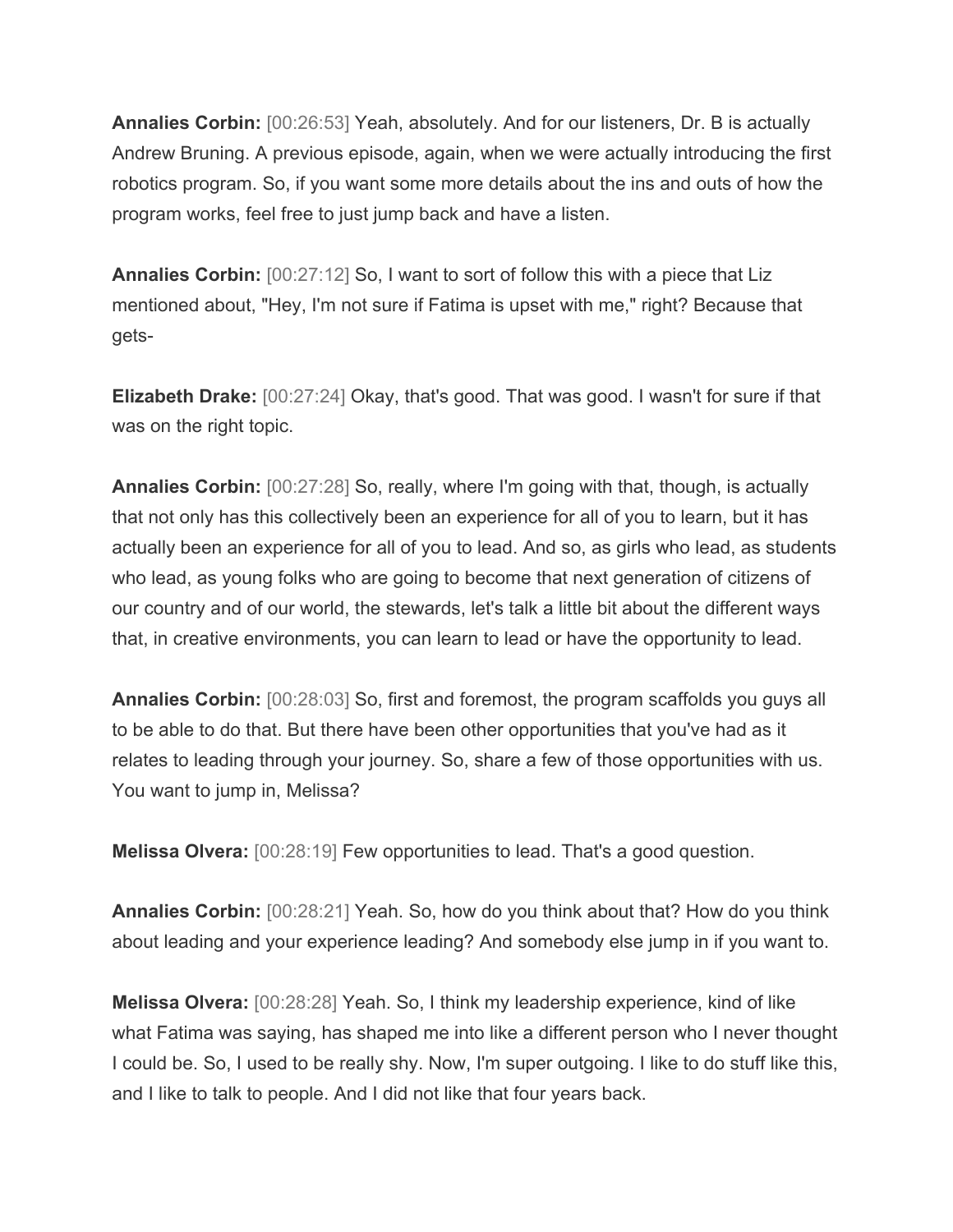**Annalies Corbin:** [00:26:53] Yeah, absolutely. And for our listeners, Dr. B is actually Andrew Bruning. A previous episode, again, when we were actually introducing the first robotics program. So, if you want some more details about the ins and outs of how the program works, feel free to just jump back and have a listen.

**Annalies Corbin:** [00:27:12] So, I want to sort of follow this with a piece that Liz mentioned about, "Hey, I'm not sure if Fatima is upset with me," right? Because that gets-

**Elizabeth Drake:** [00:27:24] Okay, that's good. That was good. I wasn't for sure if that was on the right topic.

**Annalies Corbin:** [00:27:28] So, really, where I'm going with that, though, is actually that not only has this collectively been an experience for all of you to learn, but it has actually been an experience for all of you to lead. And so, as girls who lead, as students who lead, as young folks who are going to become that next generation of citizens of our country and of our world, the stewards, let's talk a little bit about the different ways that, in creative environments, you can learn to lead or have the opportunity to lead.

**Annalies Corbin:** [00:28:03] So, first and foremost, the program scaffolds you guys all to be able to do that. But there have been other opportunities that you've had as it relates to leading through your journey. So, share a few of those opportunities with us. You want to jump in, Melissa?

**Melissa Olvera:** [00:28:19] Few opportunities to lead. That's a good question.

**Annalies Corbin:** [00:28:21] Yeah. So, how do you think about that? How do you think about leading and your experience leading? And somebody else jump in if you want to.

**Melissa Olvera:** [00:28:28] Yeah. So, I think my leadership experience, kind of like what Fatima was saying, has shaped me into like a different person who I never thought I could be. So, I used to be really shy. Now, I'm super outgoing. I like to do stuff like this, and I like to talk to people. And I did not like that four years back.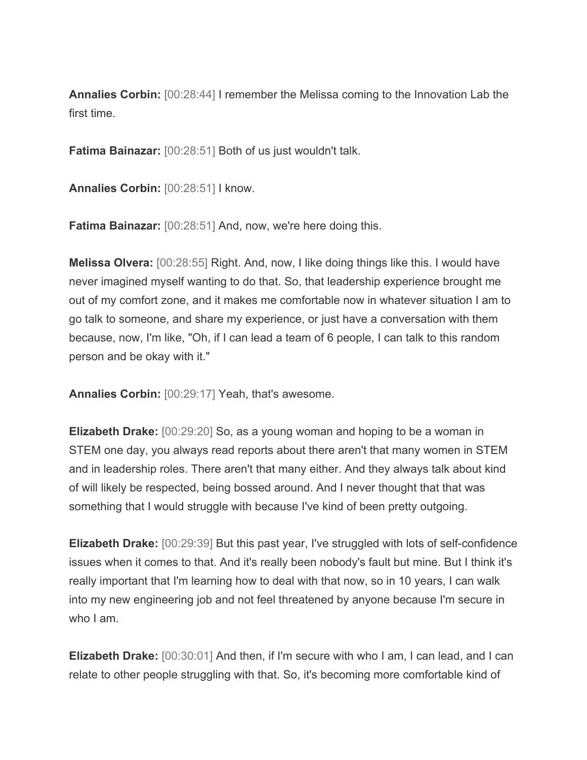**Annalies Corbin:** [00:28:44] I remember the Melissa coming to the Innovation Lab the first time.

**Fatima Bainazar:** [00:28:51] Both of us just wouldn't talk.

**Annalies Corbin:** [00:28:51] I know.

**Fatima Bainazar:** [00:28:51] And, now, we're here doing this.

**Melissa Olvera:** [00:28:55] Right. And, now, I like doing things like this. I would have never imagined myself wanting to do that. So, that leadership experience brought me out of my comfort zone, and it makes me comfortable now in whatever situation I am to go talk to someone, and share my experience, or just have a conversation with them because, now, I'm like, "Oh, if I can lead a team of 6 people, I can talk to this random person and be okay with it."

**Annalies Corbin:** [00:29:17] Yeah, that's awesome.

**Elizabeth Drake:** [00:29:20] So, as a young woman and hoping to be a woman in STEM one day, you always read reports about there aren't that many women in STEM and in leadership roles. There aren't that many either. And they always talk about kind of will likely be respected, being bossed around. And I never thought that that was something that I would struggle with because I've kind of been pretty outgoing.

**Elizabeth Drake:** [00:29:39] But this past year, I've struggled with lots of self-confidence issues when it comes to that. And it's really been nobody's fault but mine. But I think it's really important that I'm learning how to deal with that now, so in 10 years, I can walk into my new engineering job and not feel threatened by anyone because I'm secure in who I am.

**Elizabeth Drake:** [00:30:01] And then, if I'm secure with who I am, I can lead, and I can relate to other people struggling with that. So, it's becoming more comfortable kind of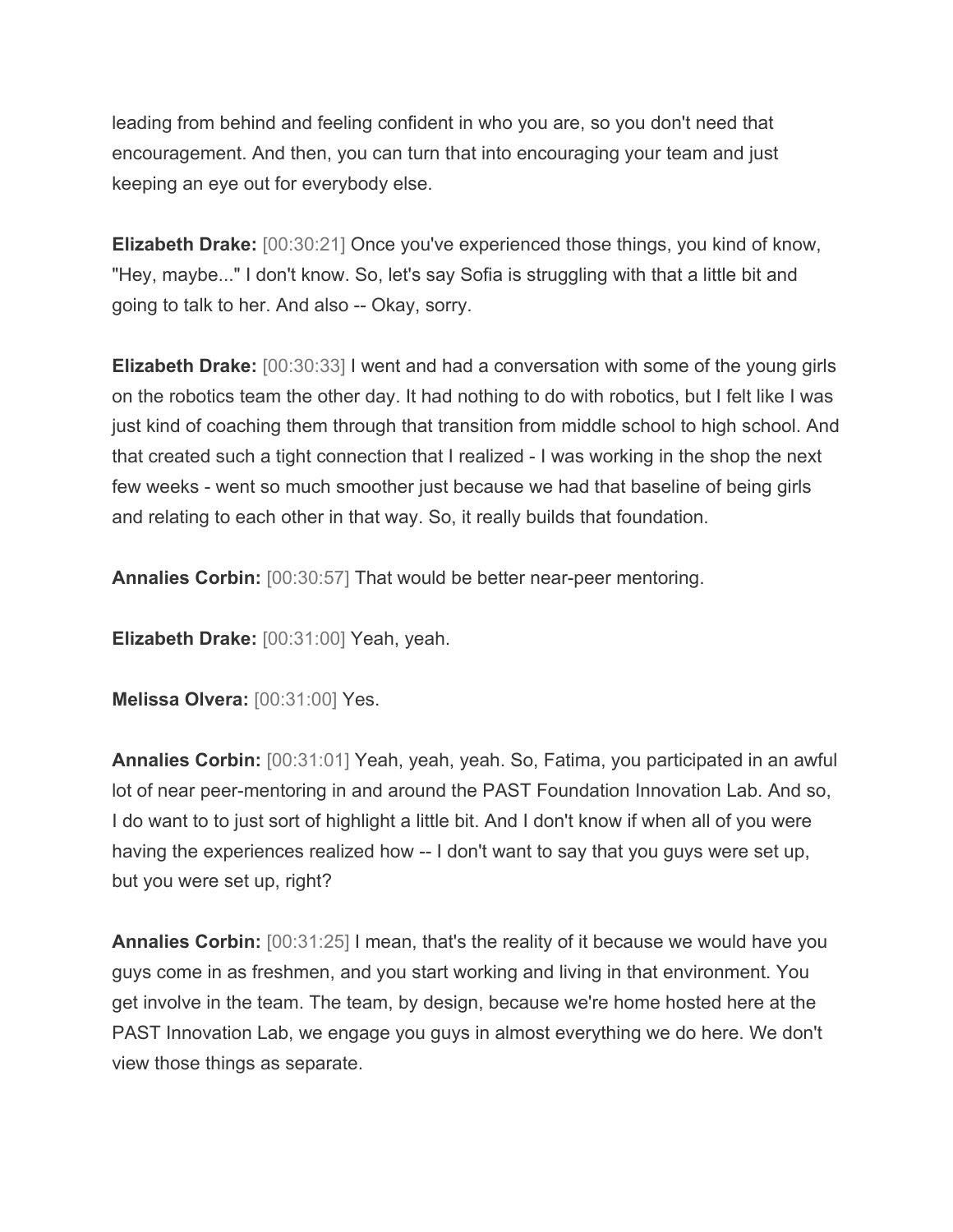leading from behind and feeling confident in who you are, so you don't need that encouragement. And then, you can turn that into encouraging your team and just keeping an eye out for everybody else.

**Elizabeth Drake:** [00:30:21] Once you've experienced those things, you kind of know, "Hey, maybe..." I don't know. So, let's say Sofia is struggling with that a little bit and going to talk to her. And also -- Okay, sorry.

**Elizabeth Drake:** [00:30:33] I went and had a conversation with some of the young girls on the robotics team the other day. It had nothing to do with robotics, but I felt like I was just kind of coaching them through that transition from middle school to high school. And that created such a tight connection that I realized - I was working in the shop the next few weeks - went so much smoother just because we had that baseline of being girls and relating to each other in that way. So, it really builds that foundation.

**Annalies Corbin:** [00:30:57] That would be better near-peer mentoring.

**Elizabeth Drake:** [00:31:00] Yeah, yeah.

**Melissa Olvera:** [00:31:00] Yes.

**Annalies Corbin:** [00:31:01] Yeah, yeah, yeah. So, Fatima, you participated in an awful lot of near peer-mentoring in and around the PAST Foundation Innovation Lab. And so, I do want to to just sort of highlight a little bit. And I don't know if when all of you were having the experiences realized how -- I don't want to say that you guys were set up, but you were set up, right?

**Annalies Corbin:** [00:31:25] I mean, that's the reality of it because we would have you guys come in as freshmen, and you start working and living in that environment. You get involve in the team. The team, by design, because we're home hosted here at the PAST Innovation Lab, we engage you guys in almost everything we do here. We don't view those things as separate.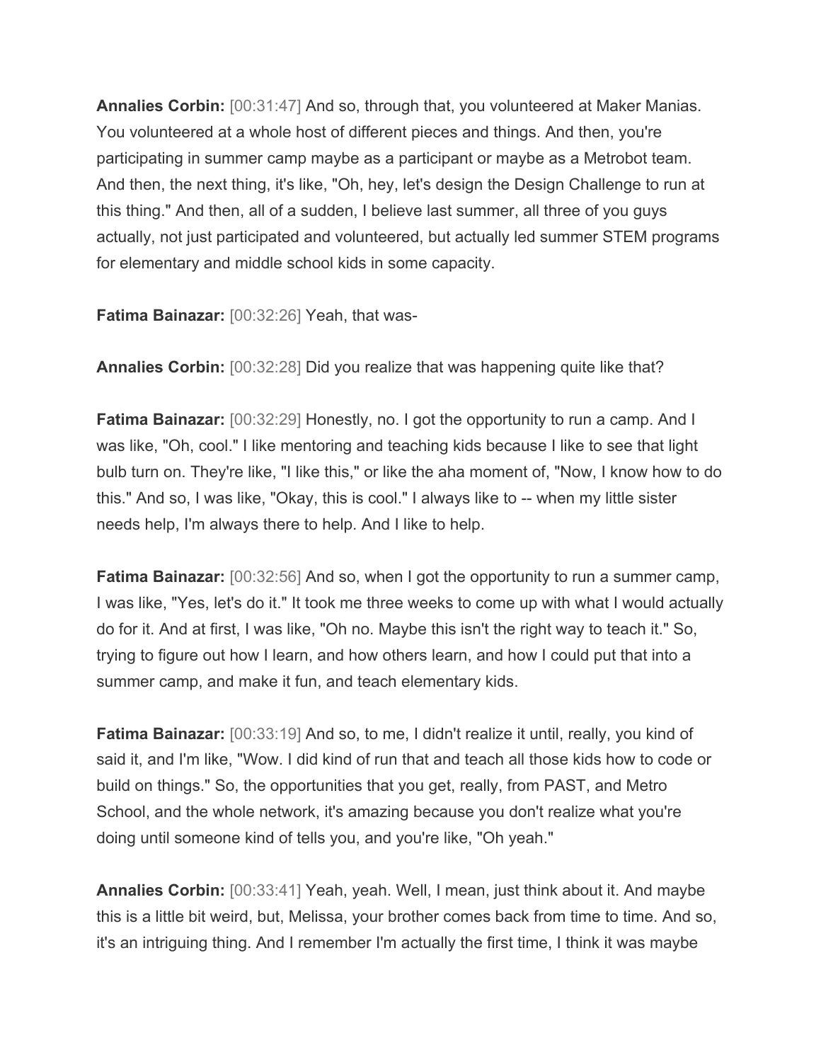**Annalies Corbin:** [00:31:47] And so, through that, you volunteered at Maker Manias. You volunteered at a whole host of different pieces and things. And then, you're participating in summer camp maybe as a participant or maybe as a Metrobot team. And then, the next thing, it's like, "Oh, hey, let's design the Design Challenge to run at this thing." And then, all of a sudden, I believe last summer, all three of you guys actually, not just participated and volunteered, but actually led summer STEM programs for elementary and middle school kids in some capacity.

**Fatima Bainazar:** [00:32:26] Yeah, that was-

**Annalies Corbin:** [00:32:28] Did you realize that was happening quite like that?

**Fatima Bainazar:** [00:32:29] Honestly, no. I got the opportunity to run a camp. And I was like, "Oh, cool." I like mentoring and teaching kids because I like to see that light bulb turn on. They're like, "I like this," or like the aha moment of, "Now, I know how to do this." And so, I was like, "Okay, this is cool." I always like to -- when my little sister needs help, I'm always there to help. And I like to help.

**Fatima Bainazar:** [00:32:56] And so, when I got the opportunity to run a summer camp, I was like, "Yes, let's do it." It took me three weeks to come up with what I would actually do for it. And at first, I was like, "Oh no. Maybe this isn't the right way to teach it." So, trying to figure out how I learn, and how others learn, and how I could put that into a summer camp, and make it fun, and teach elementary kids.

**Fatima Bainazar:** [00:33:19] And so, to me, I didn't realize it until, really, you kind of said it, and I'm like, "Wow. I did kind of run that and teach all those kids how to code or build on things." So, the opportunities that you get, really, from PAST, and Metro School, and the whole network, it's amazing because you don't realize what you're doing until someone kind of tells you, and you're like, "Oh yeah."

**Annalies Corbin:** [00:33:41] Yeah, yeah. Well, I mean, just think about it. And maybe this is a little bit weird, but, Melissa, your brother comes back from time to time. And so, it's an intriguing thing. And I remember I'm actually the first time, I think it was maybe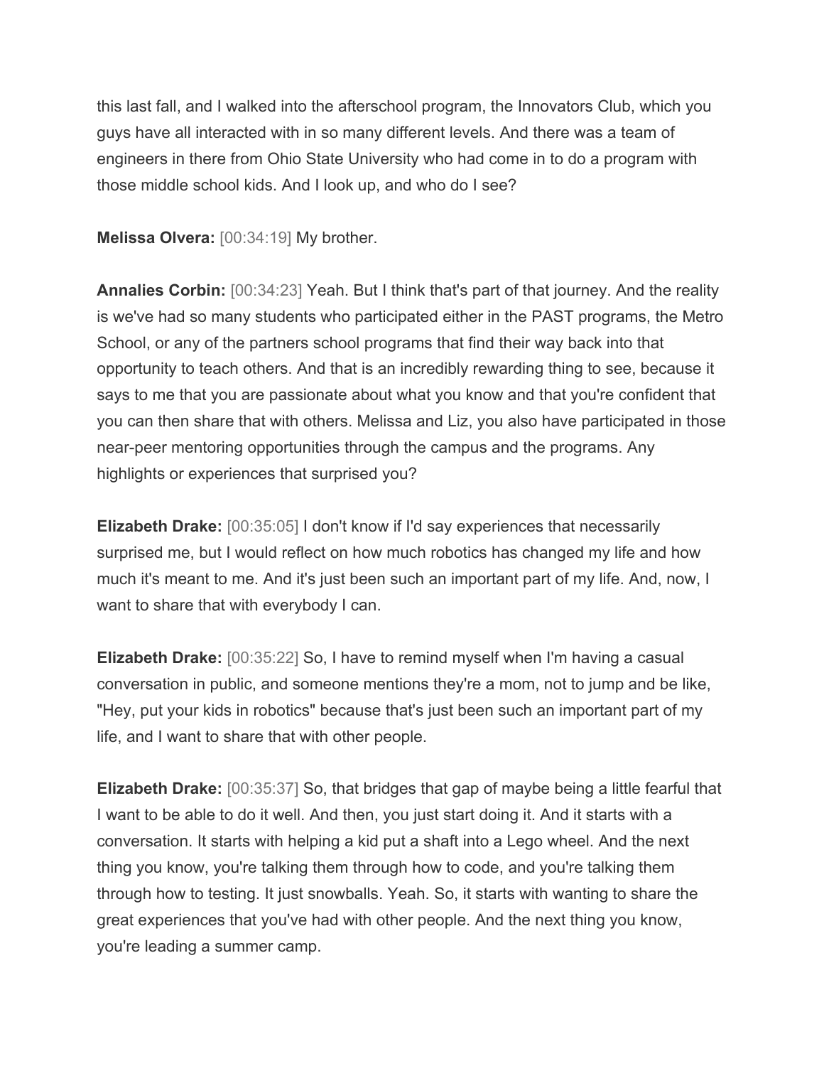this last fall, and I walked into the afterschool program, the Innovators Club, which you guys have all interacted with in so many different levels. And there was a team of engineers in there from Ohio State University who had come in to do a program with those middle school kids. And I look up, and who do I see?

**Melissa Olvera:** [00:34:19] My brother.

**Annalies Corbin:** [00:34:23] Yeah. But I think that's part of that journey. And the reality is we've had so many students who participated either in the PAST programs, the Metro School, or any of the partners school programs that find their way back into that opportunity to teach others. And that is an incredibly rewarding thing to see, because it says to me that you are passionate about what you know and that you're confident that you can then share that with others. Melissa and Liz, you also have participated in those near-peer mentoring opportunities through the campus and the programs. Any highlights or experiences that surprised you?

**Elizabeth Drake:** [00:35:05] I don't know if I'd say experiences that necessarily surprised me, but I would reflect on how much robotics has changed my life and how much it's meant to me. And it's just been such an important part of my life. And, now, I want to share that with everybody I can.

**Elizabeth Drake:** [00:35:22] So, I have to remind myself when I'm having a casual conversation in public, and someone mentions they're a mom, not to jump and be like, "Hey, put your kids in robotics" because that's just been such an important part of my life, and I want to share that with other people.

**Elizabeth Drake:** [00:35:37] So, that bridges that gap of maybe being a little fearful that I want to be able to do it well. And then, you just start doing it. And it starts with a conversation. It starts with helping a kid put a shaft into a Lego wheel. And the next thing you know, you're talking them through how to code, and you're talking them through how to testing. It just snowballs. Yeah. So, it starts with wanting to share the great experiences that you've had with other people. And the next thing you know, you're leading a summer camp.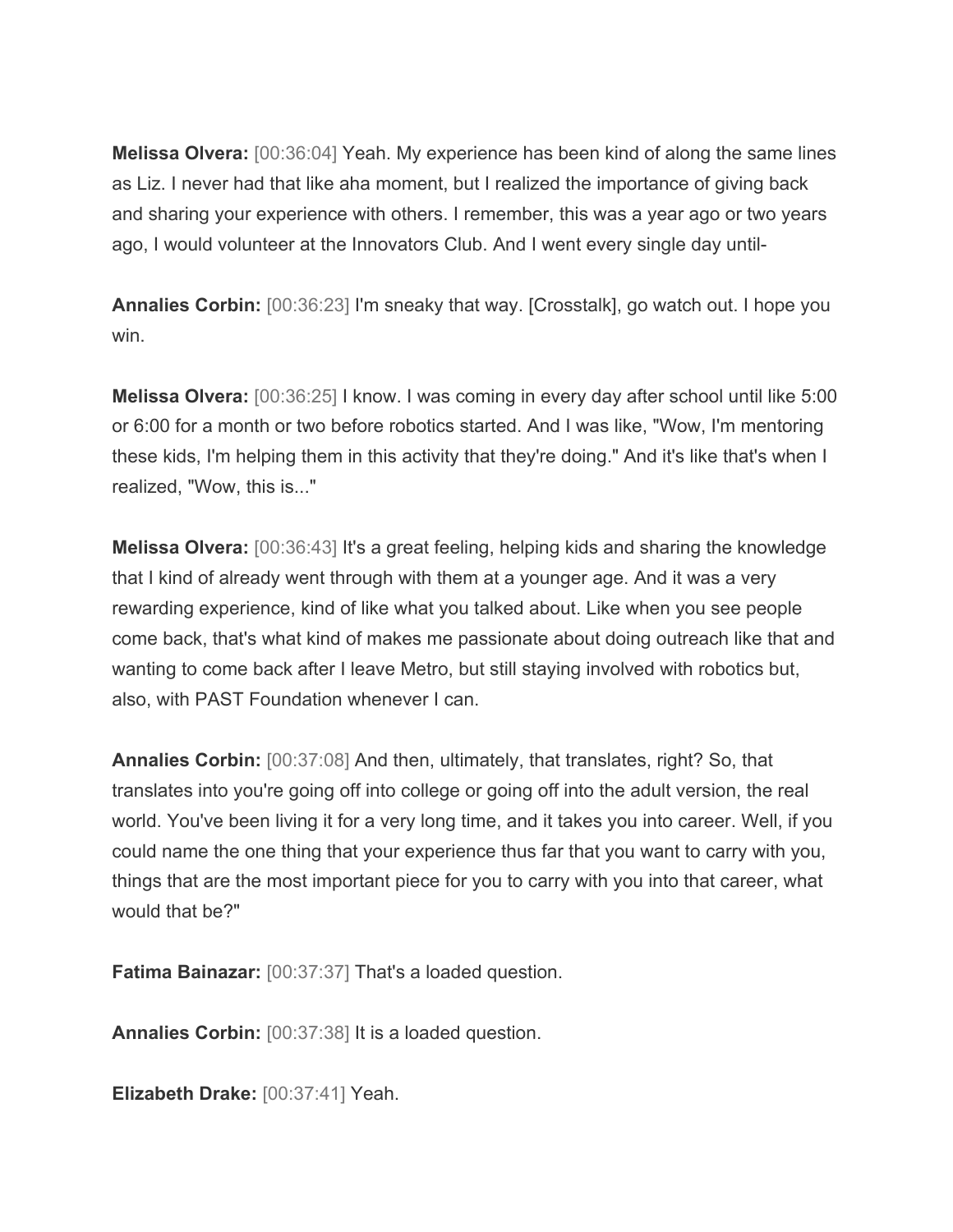**Melissa Olvera:** [00:36:04] Yeah. My experience has been kind of along the same lines as Liz. I never had that like aha moment, but I realized the importance of giving back and sharing your experience with others. I remember, this was a year ago or two years ago, I would volunteer at the Innovators Club. And I went every single day until-

**Annalies Corbin:** [00:36:23] I'm sneaky that way. [Crosstalk], go watch out. I hope you win.

**Melissa Olvera:** [00:36:25] I know. I was coming in every day after school until like 5:00 or 6:00 for a month or two before robotics started. And I was like, "Wow, I'm mentoring these kids, I'm helping them in this activity that they're doing." And it's like that's when I realized, "Wow, this is..."

**Melissa Olvera:** [00:36:43] It's a great feeling, helping kids and sharing the knowledge that I kind of already went through with them at a younger age. And it was a very rewarding experience, kind of like what you talked about. Like when you see people come back, that's what kind of makes me passionate about doing outreach like that and wanting to come back after I leave Metro, but still staying involved with robotics but, also, with PAST Foundation whenever I can.

**Annalies Corbin:** [00:37:08] And then, ultimately, that translates, right? So, that translates into you're going off into college or going off into the adult version, the real world. You've been living it for a very long time, and it takes you into career. Well, if you could name the one thing that your experience thus far that you want to carry with you, things that are the most important piece for you to carry with you into that career, what would that be?"

**Fatima Bainazar:** [00:37:37] That's a loaded question.

**Annalies Corbin:** [00:37:38] It is a loaded question.

**Elizabeth Drake:** [00:37:41] Yeah.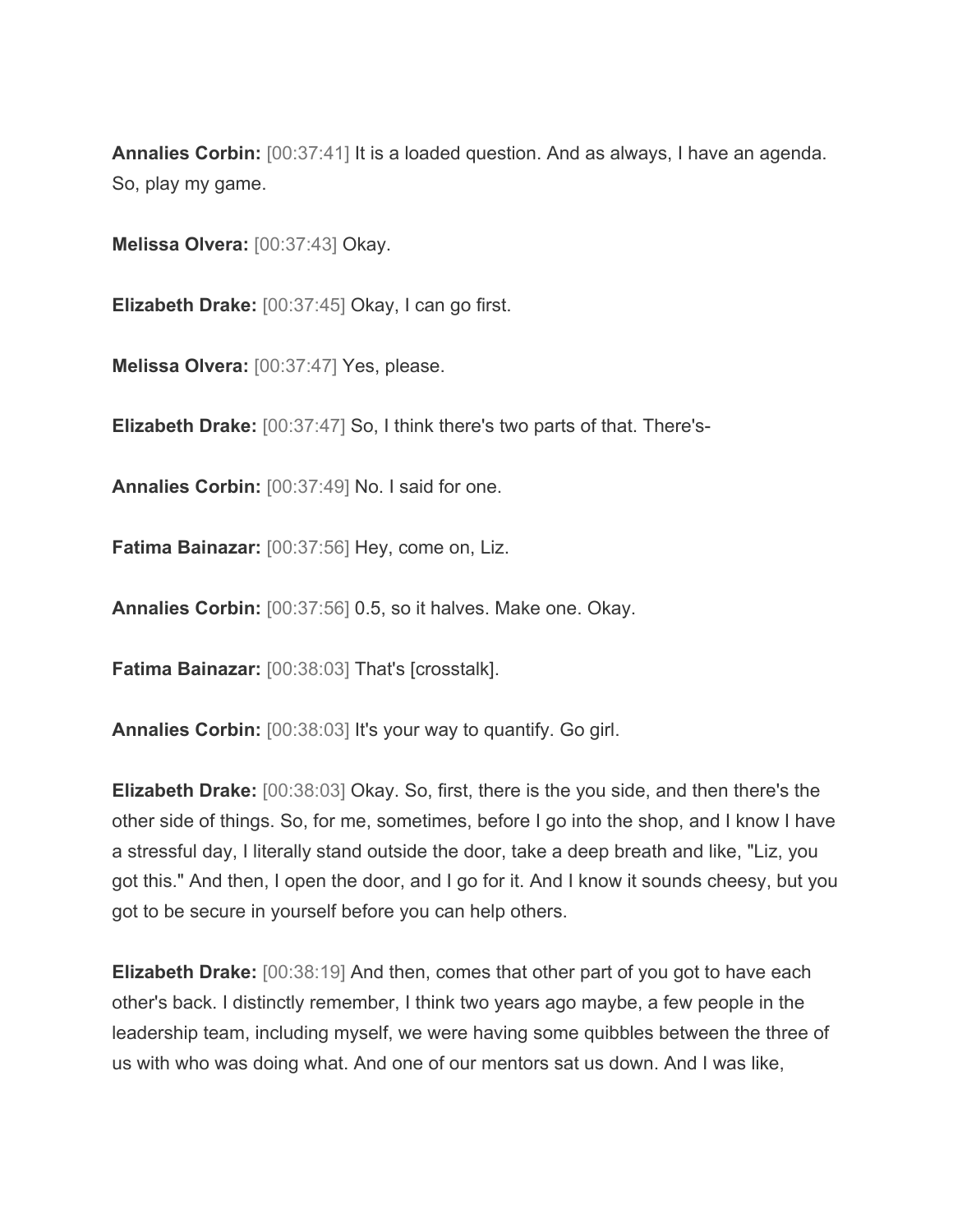**Annalies Corbin:** [00:37:41] It is a loaded question. And as always, I have an agenda. So, play my game.

**Melissa Olvera:** [00:37:43] Okay.

**Elizabeth Drake:** [00:37:45] Okay, I can go first.

**Melissa Olvera:** [00:37:47] Yes, please.

**Elizabeth Drake:** [00:37:47] So, I think there's two parts of that. There's-

**Annalies Corbin:** [00:37:49] No. I said for one.

**Fatima Bainazar:** [00:37:56] Hey, come on, Liz.

**Annalies Corbin:** [00:37:56] 0.5, so it halves. Make one. Okay.

**Fatima Bainazar:** [00:38:03] That's [crosstalk].

**Annalies Corbin:** [00:38:03] It's your way to quantify. Go girl.

**Elizabeth Drake:** [00:38:03] Okay. So, first, there is the you side, and then there's the other side of things. So, for me, sometimes, before I go into the shop, and I know I have a stressful day, I literally stand outside the door, take a deep breath and like, "Liz, you got this." And then, I open the door, and I go for it. And I know it sounds cheesy, but you got to be secure in yourself before you can help others.

**Elizabeth Drake:** [00:38:19] And then, comes that other part of you got to have each other's back. I distinctly remember, I think two years ago maybe, a few people in the leadership team, including myself, we were having some quibbles between the three of us with who was doing what. And one of our mentors sat us down. And I was like,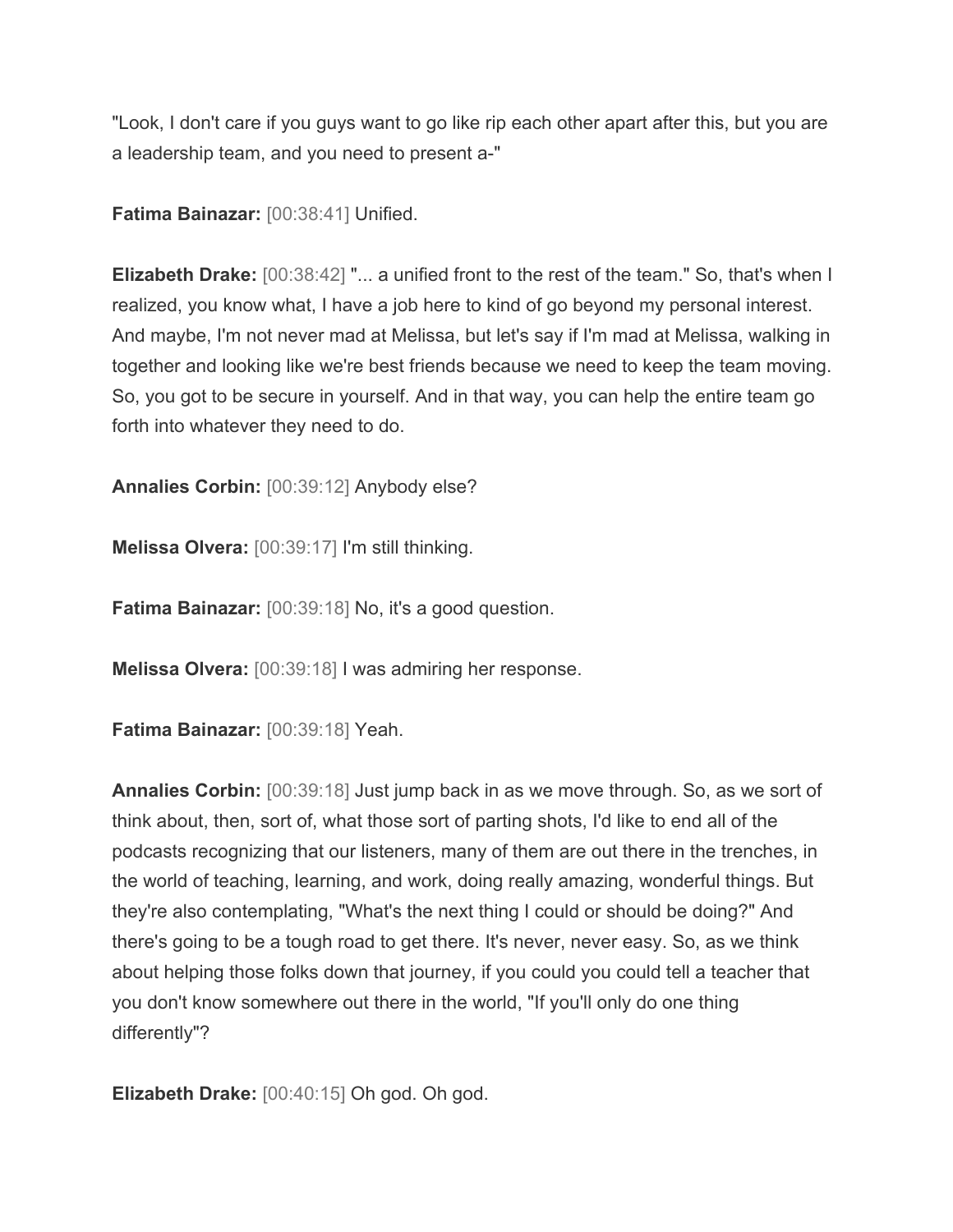"Look, I don't care if you guys want to go like rip each other apart after this, but you are a leadership team, and you need to present a-"

**Fatima Bainazar:** [00:38:41] Unified.

**Elizabeth Drake:** [00:38:42] "... a unified front to the rest of the team." So, that's when I realized, you know what, I have a job here to kind of go beyond my personal interest. And maybe, I'm not never mad at Melissa, but let's say if I'm mad at Melissa, walking in together and looking like we're best friends because we need to keep the team moving. So, you got to be secure in yourself. And in that way, you can help the entire team go forth into whatever they need to do.

**Annalies Corbin:** [00:39:12] Anybody else?

**Melissa Olvera:** [00:39:17] I'm still thinking.

**Fatima Bainazar:** [00:39:18] No, it's a good question.

**Melissa Olvera:** [00:39:18] I was admiring her response.

**Fatima Bainazar:** [00:39:18] Yeah.

**Annalies Corbin:** [00:39:18] Just jump back in as we move through. So, as we sort of think about, then, sort of, what those sort of parting shots, I'd like to end all of the podcasts recognizing that our listeners, many of them are out there in the trenches, in the world of teaching, learning, and work, doing really amazing, wonderful things. But they're also contemplating, "What's the next thing I could or should be doing?" And there's going to be a tough road to get there. It's never, never easy. So, as we think about helping those folks down that journey, if you could you could tell a teacher that you don't know somewhere out there in the world, "If you'll only do one thing differently"?

**Elizabeth Drake:** [00:40:15] Oh god. Oh god.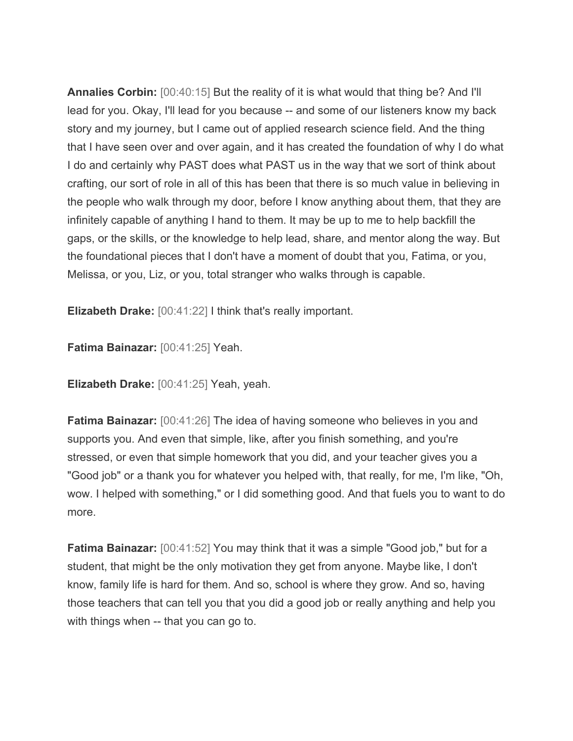**Annalies Corbin:** [00:40:15] But the reality of it is what would that thing be? And I'll lead for you. Okay, I'll lead for you because -- and some of our listeners know my back story and my journey, but I came out of applied research science field. And the thing that I have seen over and over again, and it has created the foundation of why I do what I do and certainly why PAST does what PAST us in the way that we sort of think about crafting, our sort of role in all of this has been that there is so much value in believing in the people who walk through my door, before I know anything about them, that they are infinitely capable of anything I hand to them. It may be up to me to help backfill the gaps, or the skills, or the knowledge to help lead, share, and mentor along the way. But the foundational pieces that I don't have a moment of doubt that you, Fatima, or you, Melissa, or you, Liz, or you, total stranger who walks through is capable.

**Elizabeth Drake:** [00:41:22] I think that's really important.

**Fatima Bainazar:** [00:41:25] Yeah.

**Elizabeth Drake:** [00:41:25] Yeah, yeah.

**Fatima Bainazar:** [00:41:26] The idea of having someone who believes in you and supports you. And even that simple, like, after you finish something, and you're stressed, or even that simple homework that you did, and your teacher gives you a "Good job" or a thank you for whatever you helped with, that really, for me, I'm like, "Oh, wow. I helped with something," or I did something good. And that fuels you to want to do more.

**Fatima Bainazar:** [00:41:52] You may think that it was a simple "Good job," but for a student, that might be the only motivation they get from anyone. Maybe like, I don't know, family life is hard for them. And so, school is where they grow. And so, having those teachers that can tell you that you did a good job or really anything and help you with things when -- that you can go to.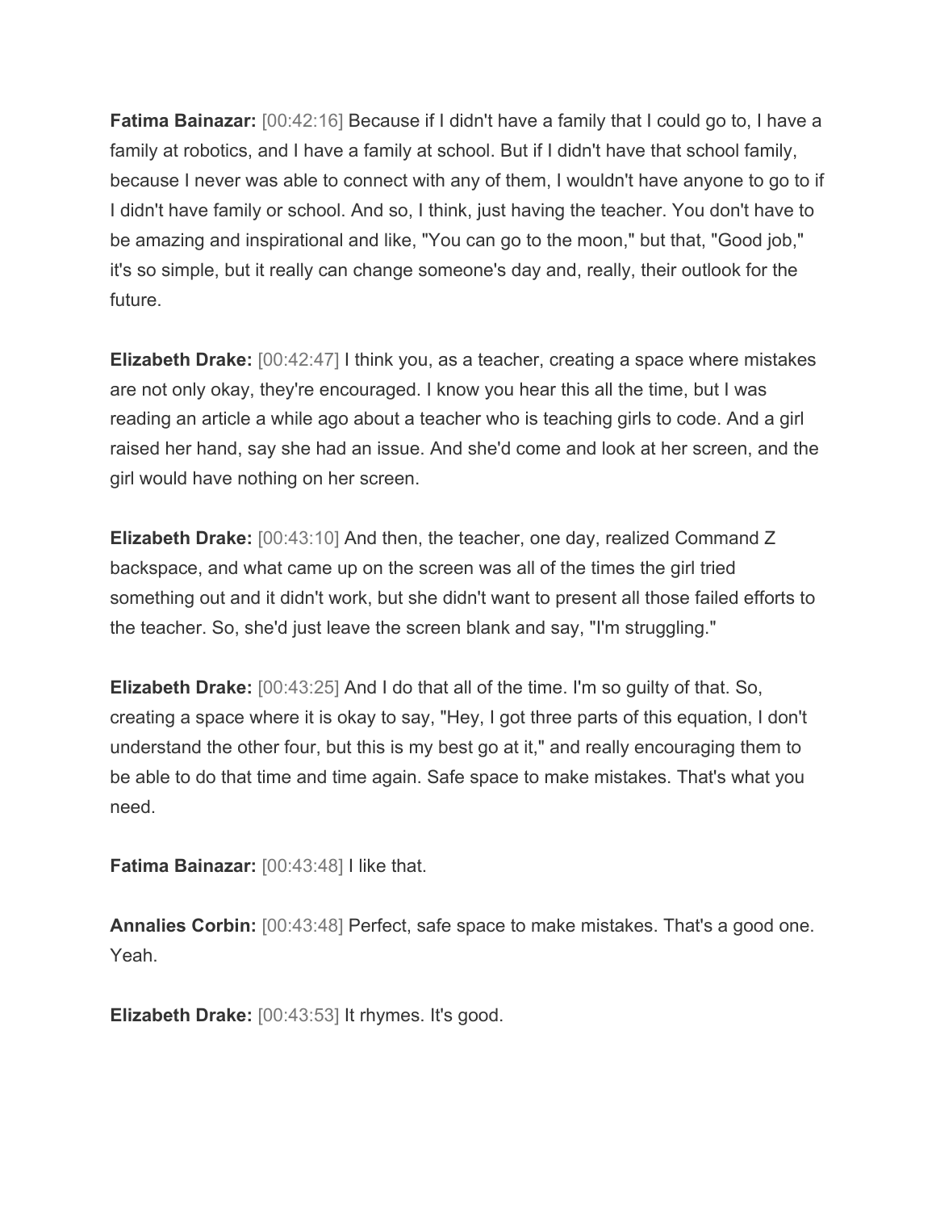**Fatima Bainazar:** [00:42:16] Because if I didn't have a family that I could go to, I have a family at robotics, and I have a family at school. But if I didn't have that school family, because I never was able to connect with any of them, I wouldn't have anyone to go to if I didn't have family or school. And so, I think, just having the teacher. You don't have to be amazing and inspirational and like, "You can go to the moon," but that, "Good job," it's so simple, but it really can change someone's day and, really, their outlook for the future.

**Elizabeth Drake:** [00:42:47] I think you, as a teacher, creating a space where mistakes are not only okay, they're encouraged. I know you hear this all the time, but I was reading an article a while ago about a teacher who is teaching girls to code. And a girl raised her hand, say she had an issue. And she'd come and look at her screen, and the girl would have nothing on her screen.

**Elizabeth Drake:** [00:43:10] And then, the teacher, one day, realized Command Z backspace, and what came up on the screen was all of the times the girl tried something out and it didn't work, but she didn't want to present all those failed efforts to the teacher. So, she'd just leave the screen blank and say, "I'm struggling."

**Elizabeth Drake:** [00:43:25] And I do that all of the time. I'm so guilty of that. So, creating a space where it is okay to say, "Hey, I got three parts of this equation, I don't understand the other four, but this is my best go at it," and really encouraging them to be able to do that time and time again. Safe space to make mistakes. That's what you need.

**Fatima Bainazar:** [00:43:48] I like that.

**Annalies Corbin:** [00:43:48] Perfect, safe space to make mistakes. That's a good one. Yeah.

**Elizabeth Drake:** [00:43:53] It rhymes. It's good.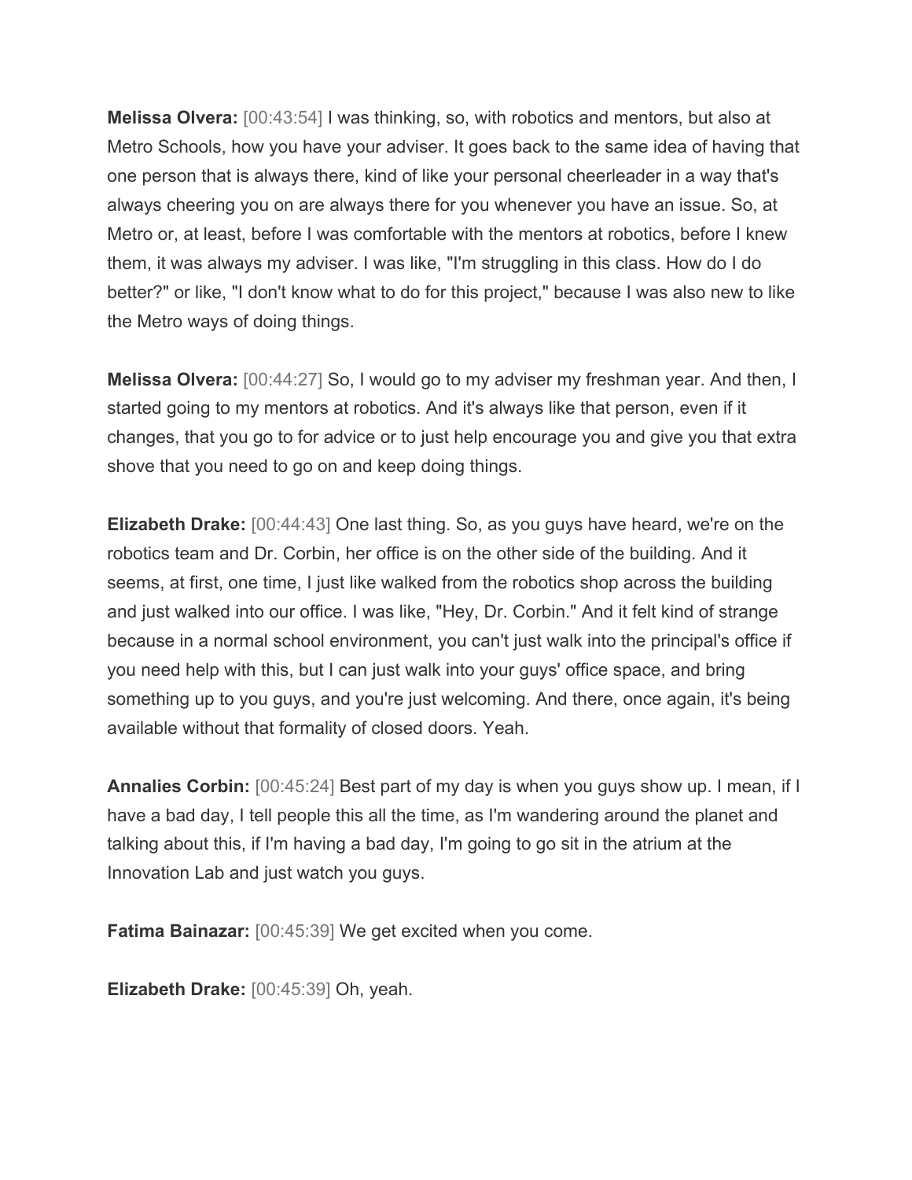**Melissa Olvera:** [00:43:54] I was thinking, so, with robotics and mentors, but also at Metro Schools, how you have your adviser. It goes back to the same idea of having that one person that is always there, kind of like your personal cheerleader in a way that's always cheering you on are always there for you whenever you have an issue. So, at Metro or, at least, before I was comfortable with the mentors at robotics, before I knew them, it was always my adviser. I was like, "I'm struggling in this class. How do I do better?" or like, "I don't know what to do for this project," because I was also new to like the Metro ways of doing things.

**Melissa Olvera:** [00:44:27] So, I would go to my adviser my freshman year. And then, I started going to my mentors at robotics. And it's always like that person, even if it changes, that you go to for advice or to just help encourage you and give you that extra shove that you need to go on and keep doing things.

**Elizabeth Drake:** [00:44:43] One last thing. So, as you guys have heard, we're on the robotics team and Dr. Corbin, her office is on the other side of the building. And it seems, at first, one time, I just like walked from the robotics shop across the building and just walked into our office. I was like, "Hey, Dr. Corbin." And it felt kind of strange because in a normal school environment, you can't just walk into the principal's office if you need help with this, but I can just walk into your guys' office space, and bring something up to you guys, and you're just welcoming. And there, once again, it's being available without that formality of closed doors. Yeah.

**Annalies Corbin:** [00:45:24] Best part of my day is when you guys show up. I mean, if I have a bad day, I tell people this all the time, as I'm wandering around the planet and talking about this, if I'm having a bad day, I'm going to go sit in the atrium at the Innovation Lab and just watch you guys.

**Fatima Bainazar:** [00:45:39] We get excited when you come.

**Elizabeth Drake:** [00:45:39] Oh, yeah.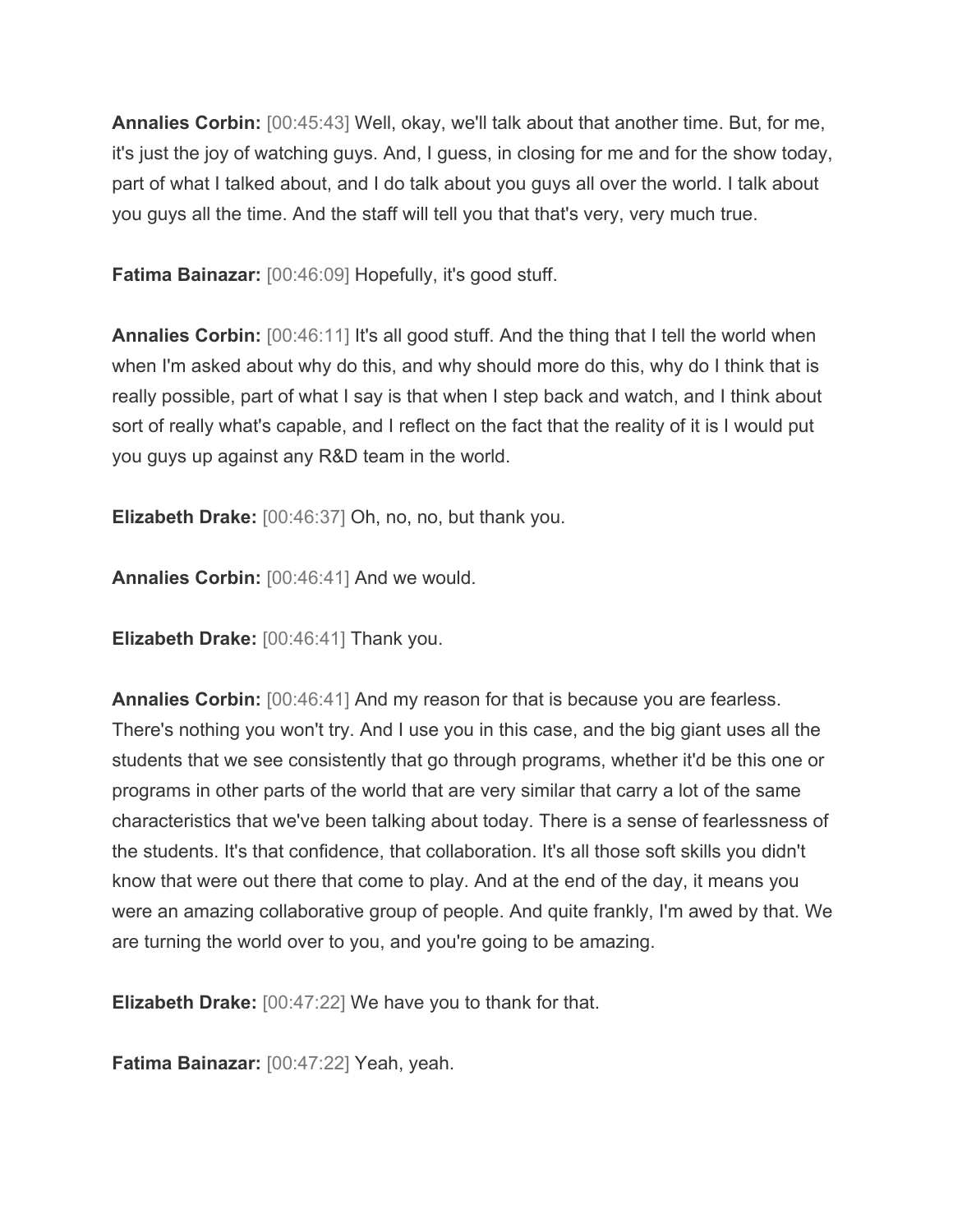**Annalies Corbin:** [00:45:43] Well, okay, we'll talk about that another time. But, for me, it's just the joy of watching guys. And, I guess, in closing for me and for the show today, part of what I talked about, and I do talk about you guys all over the world. I talk about you guys all the time. And the staff will tell you that that's very, very much true.

**Fatima Bainazar:** [00:46:09] Hopefully, it's good stuff.

**Annalies Corbin:** [00:46:11] It's all good stuff. And the thing that I tell the world when when I'm asked about why do this, and why should more do this, why do I think that is really possible, part of what I say is that when I step back and watch, and I think about sort of really what's capable, and I reflect on the fact that the reality of it is I would put you guys up against any R&D team in the world.

**Elizabeth Drake:** [00:46:37] Oh, no, no, but thank you.

**Annalies Corbin:** [00:46:41] And we would.

**Elizabeth Drake:** [00:46:41] Thank you.

**Annalies Corbin:** [00:46:41] And my reason for that is because you are fearless. There's nothing you won't try. And I use you in this case, and the big giant uses all the students that we see consistently that go through programs, whether it'd be this one or programs in other parts of the world that are very similar that carry a lot of the same characteristics that we've been talking about today. There is a sense of fearlessness of the students. It's that confidence, that collaboration. It's all those soft skills you didn't know that were out there that come to play. And at the end of the day, it means you were an amazing collaborative group of people. And quite frankly, I'm awed by that. We are turning the world over to you, and you're going to be amazing.

**Elizabeth Drake:** [00:47:22] We have you to thank for that.

**Fatima Bainazar:** [00:47:22] Yeah, yeah.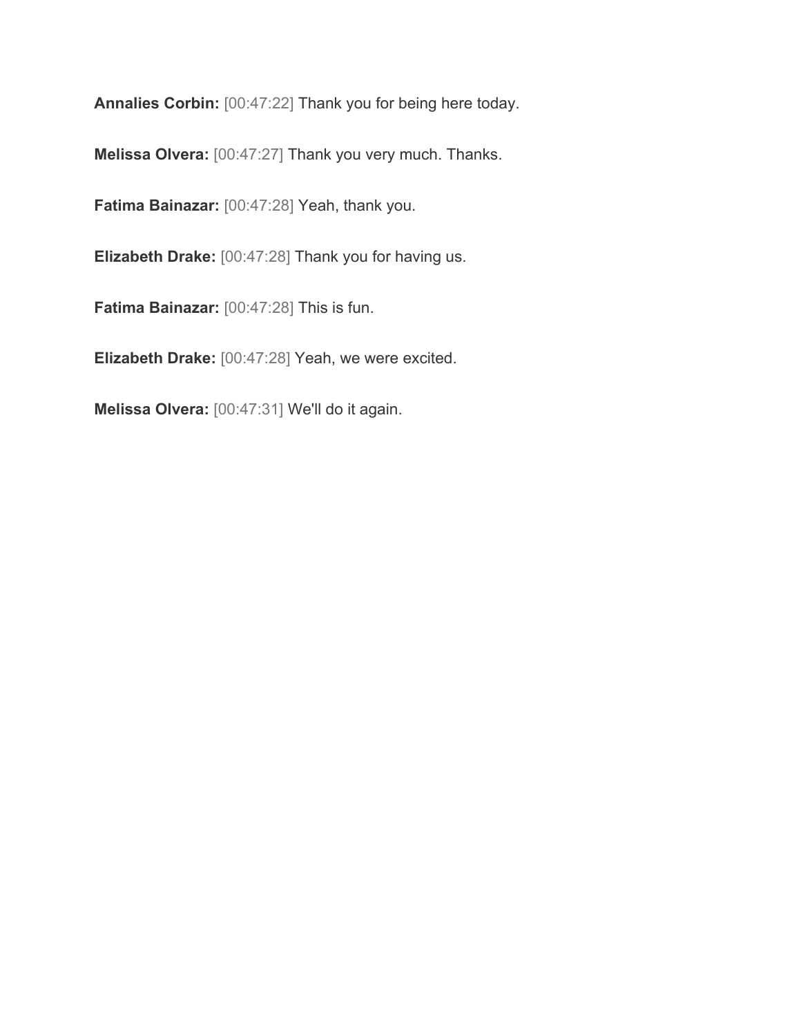**Annalies Corbin:** [00:47:22] Thank you for being here today.

**Melissa Olvera:** [00:47:27] Thank you very much. Thanks.

**Fatima Bainazar:** [00:47:28] Yeah, thank you.

**Elizabeth Drake:** [00:47:28] Thank you for having us.

**Fatima Bainazar:** [00:47:28] This is fun.

**Elizabeth Drake:** [00:47:28] Yeah, we were excited.

**Melissa Olvera:** [00:47:31] We'll do it again.